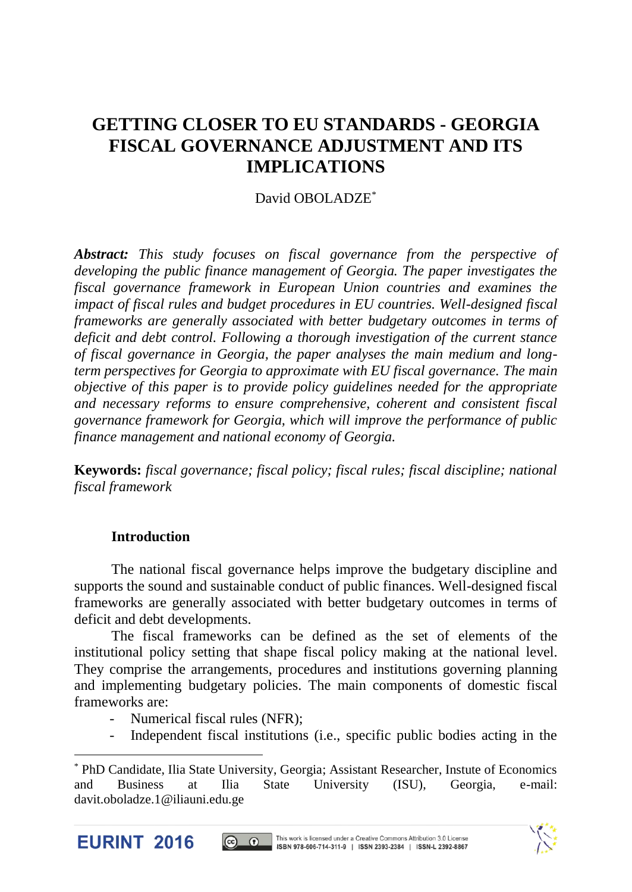# GETTING CLOSER TO EU STANDARDS - GEORGIA FISCAL GOVERNANCE ADJUSTMENT AND ITS IMPLICATIONS

David OBOLADZE[*]

***Abstract:*** *This study focuses on fiscal governance from the perspective of developing the public finance management of Georgia. The paper investigates the fiscal governance framework in European Union countries and examines the impact of fiscal rules and budget procedures in EU countries. Well-designed fiscal frameworks are generally associated with better budgetary outcomes in terms of deficit and debt control. Following a thorough investigation of the current stance of fiscal governance in Georgia, the paper analyses the main medium and long-term perspectives for Georgia to approximate with EU fiscal governance. The main objective of this paper is to provide policy guidelines needed for the appropriate and necessary reforms to ensure comprehensive, coherent and consistent fiscal governance framework for Georgia, which will improve the performance of public finance management and national economy of Georgia.*

**Keywords:** *fiscal governance; fiscal policy; fiscal rules; fiscal discipline; national fiscal framework*

## Introduction

The national fiscal governance helps improve the budgetary discipline and supports the sound and sustainable conduct of public finances. Well-designed fiscal frameworks are generally associated with better budgetary outcomes in terms of deficit and debt developments.

The fiscal frameworks can be defined as the set of elements of the institutional policy setting that shape fiscal policy making at the national level. They comprise the arrangements, procedures and institutions governing planning and implementing budgetary policies. The main components of domestic fiscal frameworks are:

- Numerical fiscal rules (NFR);
- Independent fiscal institutions (i.e., specific public bodies acting in the

[*] PhD Candidate, Ilia State University, Georgia; Assistant Researcher, Instute of Economics and Business at Ilia State University (ISU), Georgia, e-mail: davit.oboladze.1@iliauni.edu.ge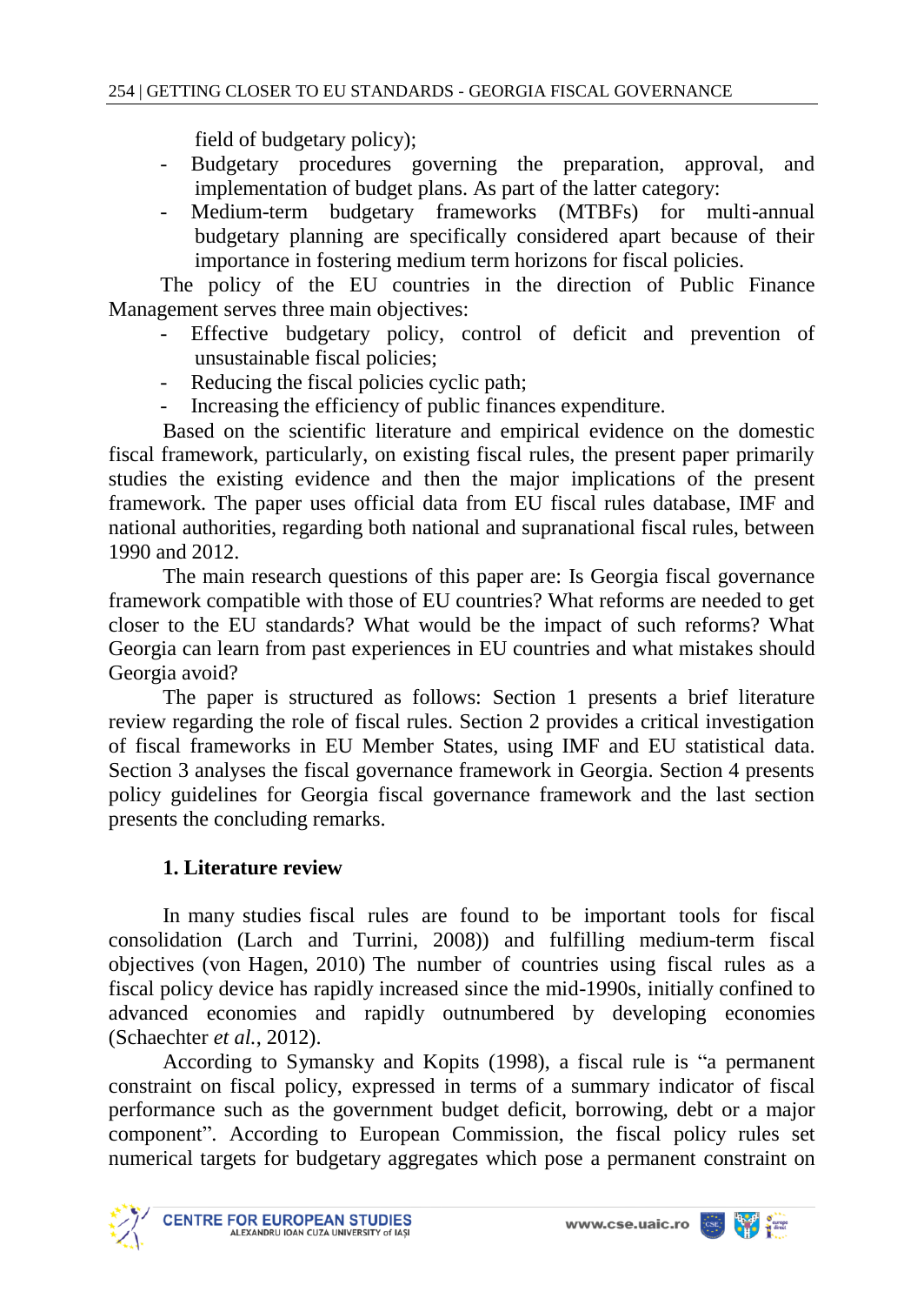field of budgetary policy);

- Budgetary procedures governing the preparation, approval, and implementation of budget plans. As part of the latter category:
- Medium-term budgetary frameworks (MTBFs) for multi-annual budgetary planning are specifically considered apart because of their importance in fostering medium term horizons for fiscal policies.

The policy of the EU countries in the direction of Public Finance Management serves three main objectives:

- Effective budgetary policy, control of deficit and prevention of unsustainable fiscal policies;
- Reducing the fiscal policies cyclic path;
- Increasing the efficiency of public finances expenditure.

Based on the scientific literature and empirical evidence on the domestic fiscal framework, particularly, on existing fiscal rules, the present paper primarily studies the existing evidence and then the major implications of the present framework. The paper uses official data from EU fiscal rules database, IMF and national authorities, regarding both national and supranational fiscal rules, between 1990 and 2012.

The main research questions of this paper are: Is Georgia fiscal governance framework compatible with those of EU countries? What reforms are needed to get closer to the EU standards? What would be the impact of such reforms? What Georgia can learn from past experiences in EU countries and what mistakes should Georgia avoid?

The paper is structured as follows: Section 1 presents a brief literature review regarding the role of fiscal rules. Section 2 provides a critical investigation of fiscal frameworks in EU Member States, using IMF and EU statistical data. Section 3 analyses the fiscal governance framework in Georgia. Section 4 presents policy guidelines for Georgia fiscal governance framework and the last section presents the concluding remarks.

## 1. Literature review

In many studies fiscal rules are found to be important tools for fiscal consolidation (Larch and Turrini, 2008)) and fulfilling medium-term fiscal objectives (von Hagen, 2010) The number of countries using fiscal rules as a fiscal policy device has rapidly increased since the mid-1990s, initially confined to advanced economies and rapidly outnumbered by developing economies (Schaechter *et al.*, 2012).

According to Symansky and Kopits (1998), a fiscal rule is "a permanent constraint on fiscal policy, expressed in terms of a summary indicator of fiscal performance such as the government budget deficit, borrowing, debt or a major component". According to European Commission, the fiscal policy rules set numerical targets for budgetary aggregates which pose a permanent constraint on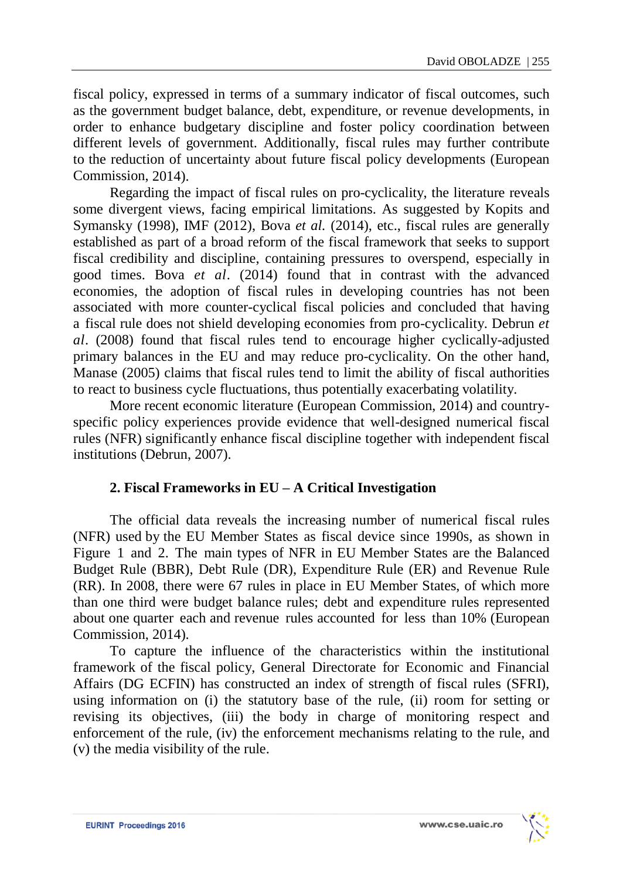fiscal policy, expressed in terms of a summary indicator of fiscal outcomes, such as the government budget balance, debt, expenditure, or revenue developments, in order to enhance budgetary discipline and foster policy coordination between different levels of government. Additionally, fiscal rules may further contribute to the reduction of uncertainty about future fiscal policy developments (European Commission, 2014).

Regarding the impact of fiscal rules on pro-cyclicality, the literature reveals some divergent views, facing empirical limitations. As suggested by Kopits and Symansky (1998), IMF (2012), Bova *et al.* (2014), etc., fiscal rules are generally established as part of a broad reform of the fiscal framework that seeks to support fiscal credibility and discipline, containing pressures to overspend, especially in good times. Bova *et al*. (2014) found that in contrast with the advanced economies, the adoption of fiscal rules in developing countries has not been associated with more counter-cyclical fiscal policies and concluded that having a fiscal rule does not shield developing economies from pro-cyclicality. Debrun *et al*. (2008) found that fiscal rules tend to encourage higher cyclically-adjusted primary balances in the EU and may reduce pro-cyclicality. On the other hand, Manase (2005) claims that fiscal rules tend to limit the ability of fiscal authorities to react to business cycle fluctuations, thus potentially exacerbating volatility.

More recent economic literature (European Commission, 2014) and country-specific policy experiences provide evidence that well-designed numerical fiscal rules (NFR) significantly enhance fiscal discipline together with independent fiscal institutions (Debrun, 2007).

## 2. Fiscal Frameworks in EU – A Critical Investigation

The official data reveals the increasing number of numerical fiscal rules (NFR) used by the EU Member States as fiscal device since 1990s, as shown in Figure 1 and 2. The main types of NFR in EU Member States are the Balanced Budget Rule (BBR), Debt Rule (DR), Expenditure Rule (ER) and Revenue Rule (RR). In 2008, there were 67 rules in place in EU Member States, of which more than one third were budget balance rules; debt and expenditure rules represented about one quarter each and revenue rules accounted for less than 10% (European Commission, 2014).

To capture the influence of the characteristics within the institutional framework of the fiscal policy, General Directorate for Economic and Financial Affairs (DG ECFIN) has constructed an index of strength of fiscal rules (SFRI), using information on (i) the statutory base of the rule, (ii) room for setting or revising its objectives, (iii) the body in charge of monitoring respect and enforcement of the rule, (iv) the enforcement mechanisms relating to the rule, and (v) the media visibility of the rule.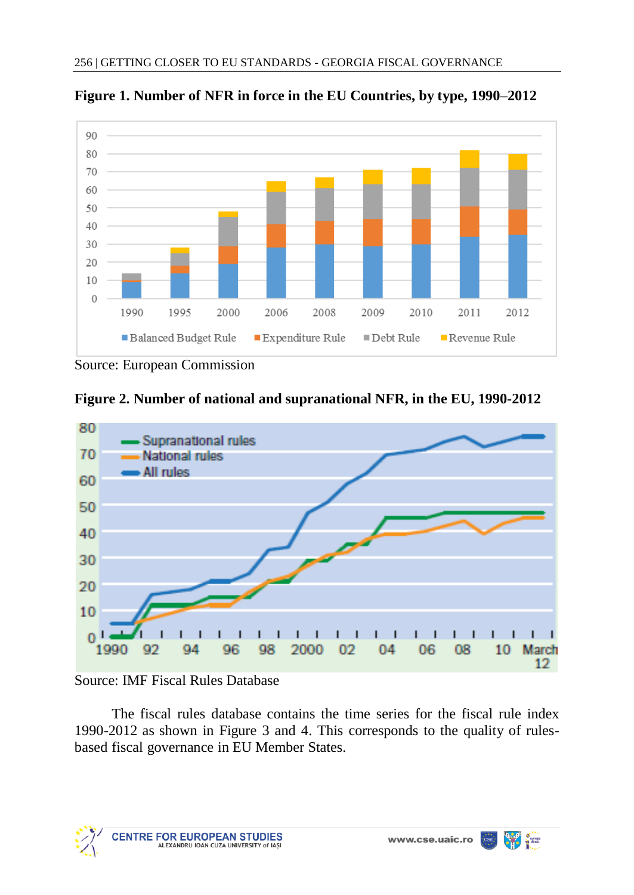**Figure 1. Number of NFR in force in the EU Countries, by type, 1990–2012**

Source: European Commission

**Figure 2. Number of national and supranational NFR, in the EU, 1990-2012**

Source: IMF Fiscal Rules Database

The fiscal rules database contains the time series for the fiscal rule index 1990-2012 as shown in Figure 3 and 4. This corresponds to the quality of rules-based fiscal governance in EU Member States.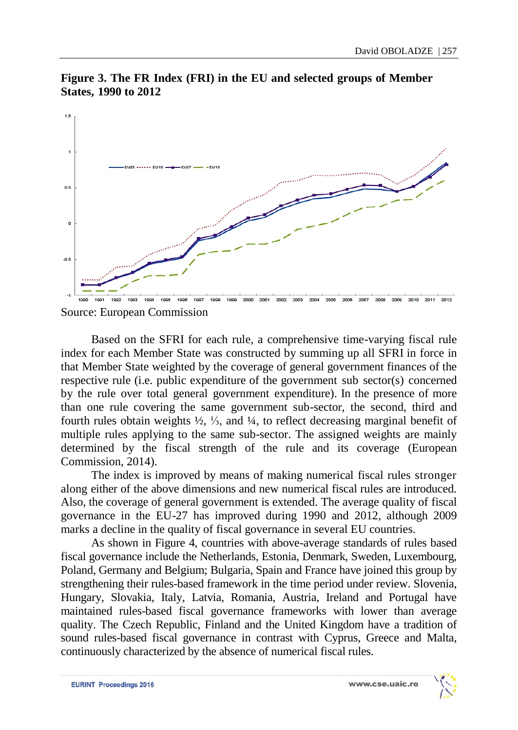**Figure 3. The FR Index (FRI) in the EU and selected groups of Member States, 1990 to 2012**

Source: European Commission

Based on the SFRI for each rule, a comprehensive time-varying fiscal rule index for each Member State was constructed by summing up all SFRI in force in that Member State weighted by the coverage of general government finances of the respective rule (i.e. public expenditure of the government sub sector(s) concerned by the rule over total general government expenditure). In the presence of more than one rule covering the same government sub-sector, the second, third and fourth rules obtain weights ½, ⅓, and ¼, to reflect decreasing marginal benefit of multiple rules applying to the same sub-sector. The assigned weights are mainly determined by the fiscal strength of the rule and its coverage (European Commission, 2014).

The index is improved by means of making numerical fiscal rules stronger along either of the above dimensions and new numerical fiscal rules are introduced. Also, the coverage of general government is extended. The average quality of fiscal governance in the EU-27 has improved during 1990 and 2012, although 2009 marks a decline in the quality of fiscal governance in several EU countries.

As shown in Figure 4, countries with above-average standards of rules based fiscal governance include the Netherlands, Estonia, Denmark, Sweden, Luxembourg, Poland, Germany and Belgium; Bulgaria, Spain and France have joined this group by strengthening their rules-based framework in the time period under review. Slovenia, Hungary, Slovakia, Italy, Latvia, Romania, Austria, Ireland and Portugal have maintained rules-based fiscal governance frameworks with lower than average quality. The Czech Republic, Finland and the United Kingdom have a tradition of sound rules-based fiscal governance in contrast with Cyprus, Greece and Malta, continuously characterized by the absence of numerical fiscal rules.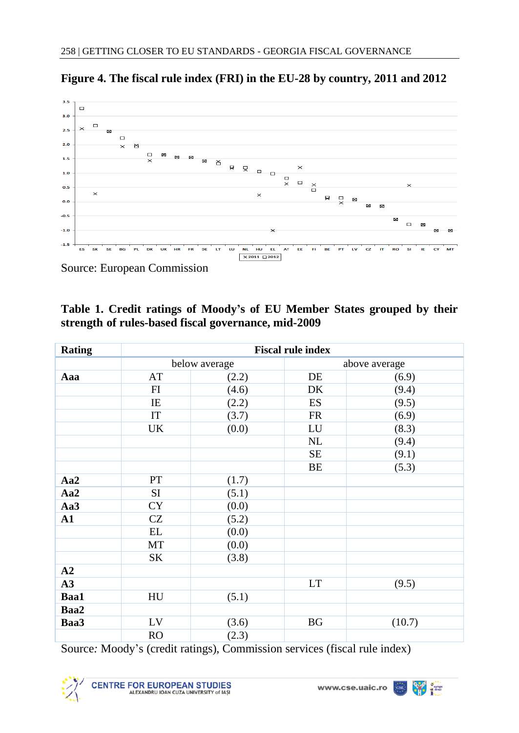**Figure 4. The fiscal rule index (FRI) in the EU-28 by country, 2011 and 2012**

Source: European Commission

**Table 1. Credit ratings of Moody's of EU Member States grouped by their strength of rules-based fiscal governance, mid-2009**

| Rating | Fiscal rule index | | | |
|---|---|---|---|---|
| | below average | | above average | |
| **Aaa** | AT | (2.2) | DE | (6.9) |
| | FI | (4.6) | DK | (9.4) |
| | IE | (2.2) | ES | (9.5) |
| | IT | (3.7) | FR | (6.9) |
| | UK | (0.0) | LU | (8.3) |
| | | | NL | (9.4) |
| | | | SE | (9.1) |
| | | | BE | (5.3) |
| **Aa2** | PT | (1.7) | | |
| **Aa2** | SI | (5.1) | | |
| **Aa3** | CY | (0.0) | | |
| **A1** | CZ | (5.2) | | |
| | EL | (0.0) | | |
| | MT | (0.0) | | |
| | SK | (3.8) | | |
| **A2** | | | | |
| **A3** | | | LT | (9.5) |
| **Baa1** | HU | (5.1) | | |
| **Baa2** | | | | |
| **Baa3** | LV | (3.6) | BG | (10.7) |
| | RO | (2.3) | | |

Source*:* Moody's (credit ratings), Commission services (fiscal rule index)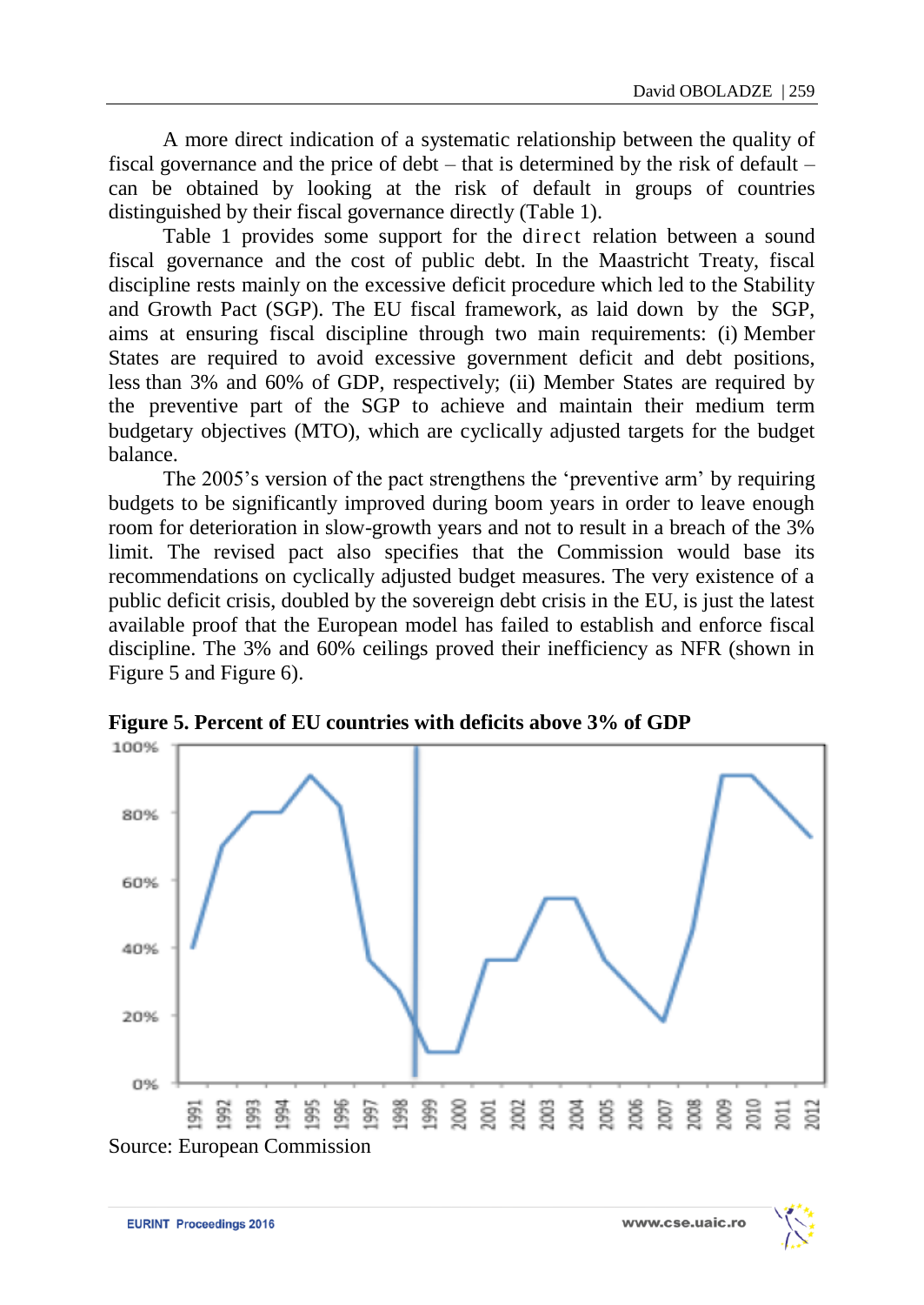A more direct indication of a systematic relationship between the quality of fiscal governance and the price of debt – that is determined by the risk of default – can be obtained by looking at the risk of default in groups of countries distinguished by their fiscal governance directly (Table 1).

Table 1 provides some support for the direct relation between a sound fiscal governance and the cost of public debt. In the Maastricht Treaty, fiscal discipline rests mainly on the excessive deficit procedure which led to the Stability and Growth Pact (SGP). The EU fiscal framework, as laid down by the SGP, aims at ensuring fiscal discipline through two main requirements: (i) Member States are required to avoid excessive government deficit and debt positions, less than 3% and 60% of GDP, respectively; (ii) Member States are required by the preventive part of the SGP to achieve and maintain their medium term budgetary objectives (MTO), which are cyclically adjusted targets for the budget balance.

The 2005's version of the pact strengthens the 'preventive arm' by requiring budgets to be significantly improved during boom years in order to leave enough room for deterioration in slow-growth years and not to result in a breach of the 3% limit. The revised pact also specifies that the Commission would base its recommendations on cyclically adjusted budget measures. The very existence of a public deficit crisis, doubled by the sovereign debt crisis in the EU, is just the latest available proof that the European model has failed to establish and enforce fiscal discipline. The 3% and 60% ceilings proved their inefficiency as NFR (shown in Figure 5 and Figure 6).

**Figure 5. Percent of EU countries with deficits above 3% of GDP**

Source: European Commission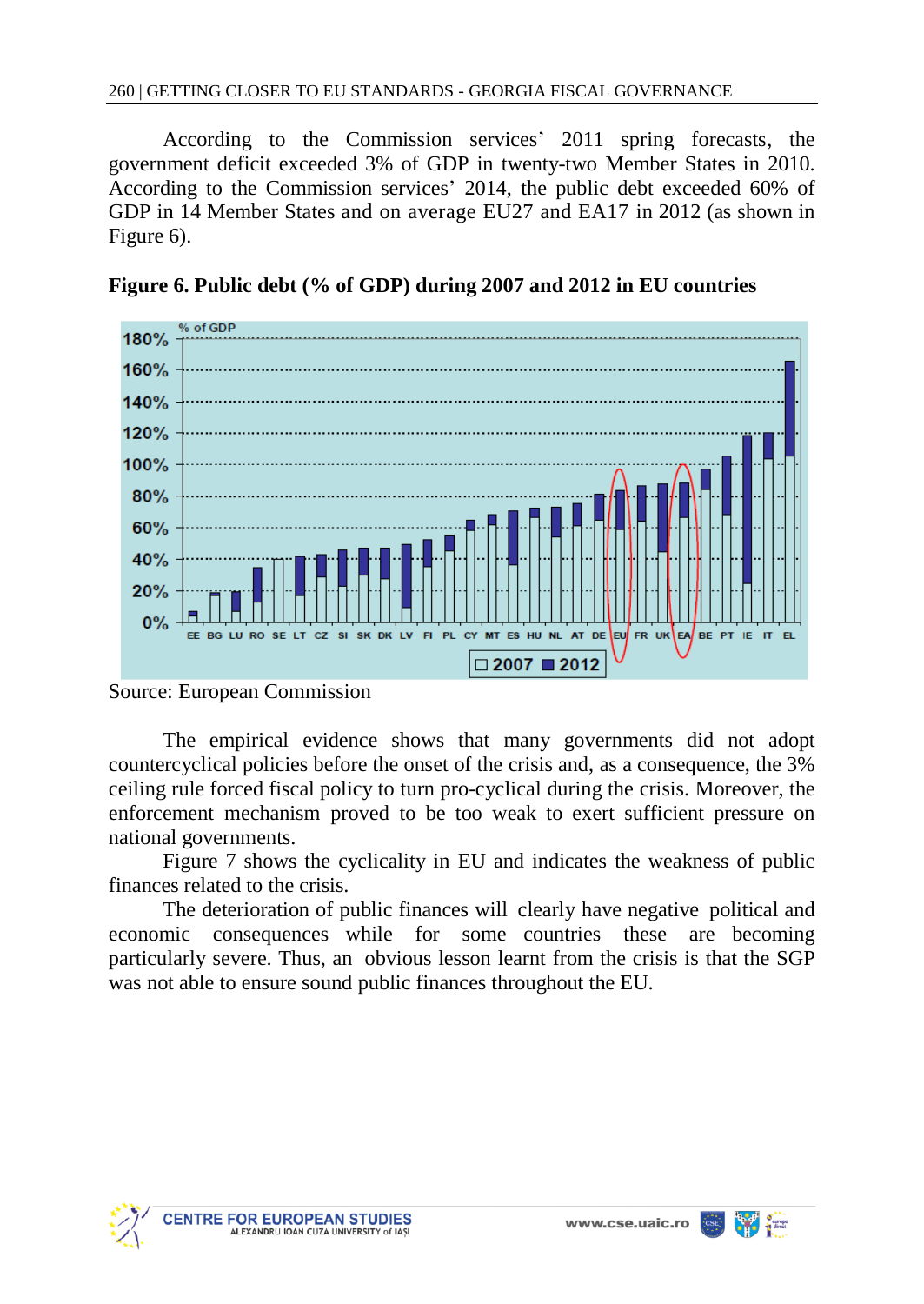According to the Commission services' 2011 spring forecasts, the government deficit exceeded 3% of GDP in twenty-two Member States in 2010. According to the Commission services' 2014, the public debt exceeded 60% of GDP in 14 Member States and on average EU27 and EA17 in 2012 (as shown in Figure 6).

**Figure 6. Public debt (% of GDP) during 2007 and 2012 in EU countries**

Source: European Commission

The empirical evidence shows that many governments did not adopt countercyclical policies before the onset of the crisis and, as a consequence, the 3% ceiling rule forced fiscal policy to turn pro-cyclical during the crisis. Moreover, the enforcement mechanism proved to be too weak to exert sufficient pressure on national governments.

Figure 7 shows the cyclicality in EU and indicates the weakness of public finances related to the crisis.

The deterioration of public finances will clearly have negative political and economic consequences while for some countries these are becoming particularly severe. Thus, an obvious lesson learnt from the crisis is that the SGP was not able to ensure sound public finances throughout the EU.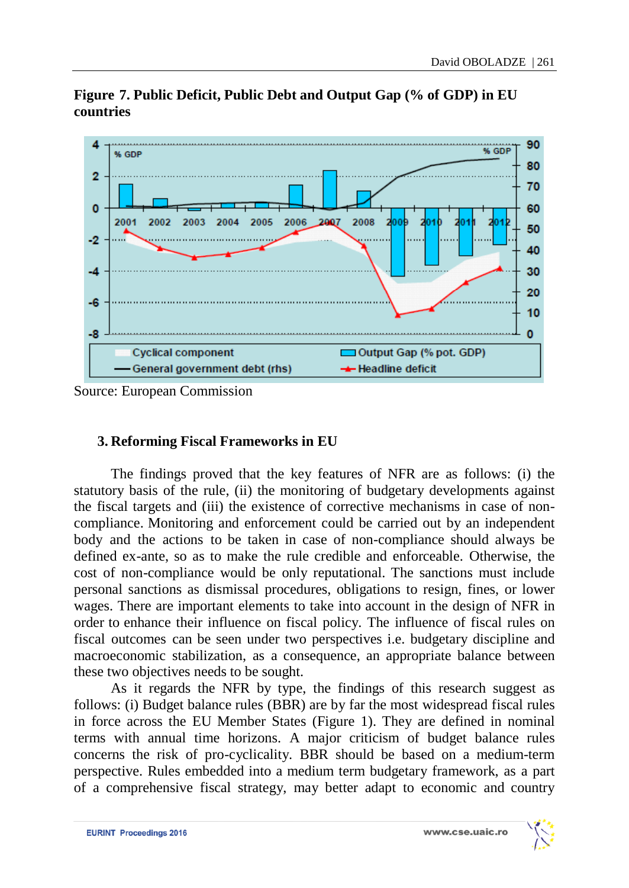**Figure 7. Public Deficit, Public Debt and Output Gap (% of GDP) in EU countries**

Source: European Commission

## 3. Reforming Fiscal Frameworks in EU

The findings proved that the key features of NFR are as follows: (i) the statutory basis of the rule, (ii) the monitoring of budgetary developments against the fiscal targets and (iii) the existence of corrective mechanisms in case of non-compliance. Monitoring and enforcement could be carried out by an independent body and the actions to be taken in case of non-compliance should always be defined ex-ante, so as to make the rule credible and enforceable. Otherwise, the cost of non-compliance would be only reputational. The sanctions must include personal sanctions as dismissal procedures, obligations to resign, fines, or lower wages. There are important elements to take into account in the design of NFR in order to enhance their influence on fiscal policy. The influence of fiscal rules on fiscal outcomes can be seen under two perspectives i.e. budgetary discipline and macroeconomic stabilization, as a consequence, an appropriate balance between these two objectives needs to be sought.

As it regards the NFR by type, the findings of this research suggest as follows: (i) Budget balance rules (BBR) are by far the most widespread fiscal rules in force across the EU Member States (Figure 1). They are defined in nominal terms with annual time horizons. A major criticism of budget balance rules concerns the risk of pro-cyclicality. BBR should be based on a medium-term perspective. Rules embedded into a medium term budgetary framework, as a part of a comprehensive fiscal strategy, may better adapt to economic and country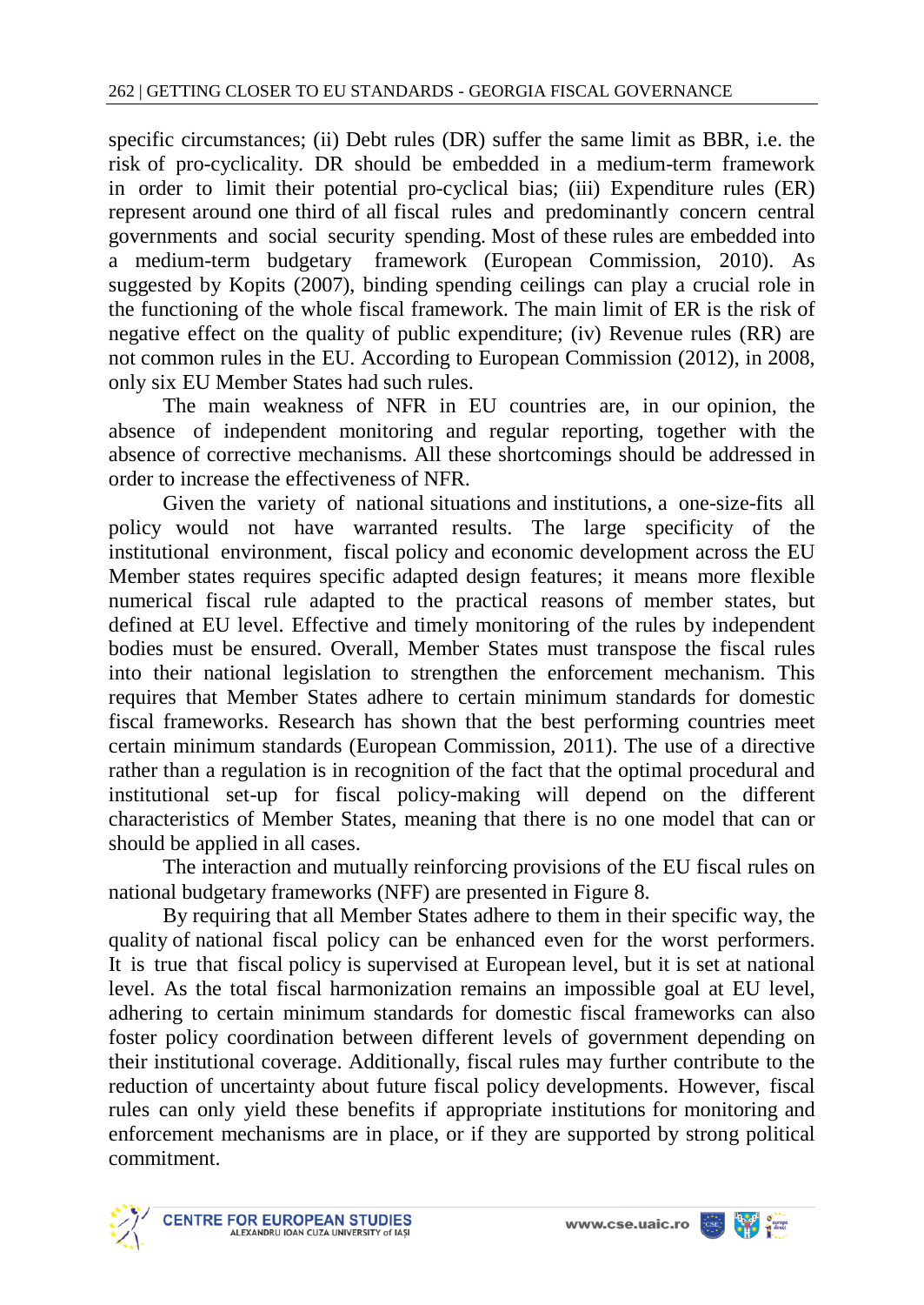specific circumstances; (ii) Debt rules (DR) suffer the same limit as BBR, i.e. the risk of pro-cyclicality. DR should be embedded in a medium-term framework in order to limit their potential pro-cyclical bias; (iii) Expenditure rules (ER) represent around one third of all fiscal rules and predominantly concern central governments and social security spending. Most of these rules are embedded into a medium-term budgetary framework (European Commission, 2010). As suggested by Kopits (2007), binding spending ceilings can play a crucial role in the functioning of the whole fiscal framework. The main limit of ER is the risk of negative effect on the quality of public expenditure; (iv) Revenue rules (RR) are not common rules in the EU. According to European Commission (2012), in 2008, only six EU Member States had such rules.

The main weakness of NFR in EU countries are, in our opinion, the absence of independent monitoring and regular reporting, together with the absence of corrective mechanisms. All these shortcomings should be addressed in order to increase the effectiveness of NFR.

Given the variety of national situations and institutions, a one-size-fits all policy would not have warranted results. The large specificity of the institutional environment, fiscal policy and economic development across the EU Member states requires specific adapted design features; it means more flexible numerical fiscal rule adapted to the practical reasons of member states, but defined at EU level. Effective and timely monitoring of the rules by independent bodies must be ensured. Overall, Member States must transpose the fiscal rules into their national legislation to strengthen the enforcement mechanism. This requires that Member States adhere to certain minimum standards for domestic fiscal frameworks. Research has shown that the best performing countries meet certain minimum standards (European Commission, 2011). The use of a directive rather than a regulation is in recognition of the fact that the optimal procedural and institutional set-up for fiscal policy-making will depend on the different characteristics of Member States, meaning that there is no one model that can or should be applied in all cases.

The interaction and mutually reinforcing provisions of the EU fiscal rules on national budgetary frameworks (NFF) are presented in Figure 8.

By requiring that all Member States adhere to them in their specific way, the quality of national fiscal policy can be enhanced even for the worst performers. It is true that fiscal policy is supervised at European level, but it is set at national level. As the total fiscal harmonization remains an impossible goal at EU level, adhering to certain minimum standards for domestic fiscal frameworks can also foster policy coordination between different levels of government depending on their institutional coverage. Additionally, fiscal rules may further contribute to the reduction of uncertainty about future fiscal policy developments. However, fiscal rules can only yield these benefits if appropriate institutions for monitoring and enforcement mechanisms are in place, or if they are supported by strong political commitment.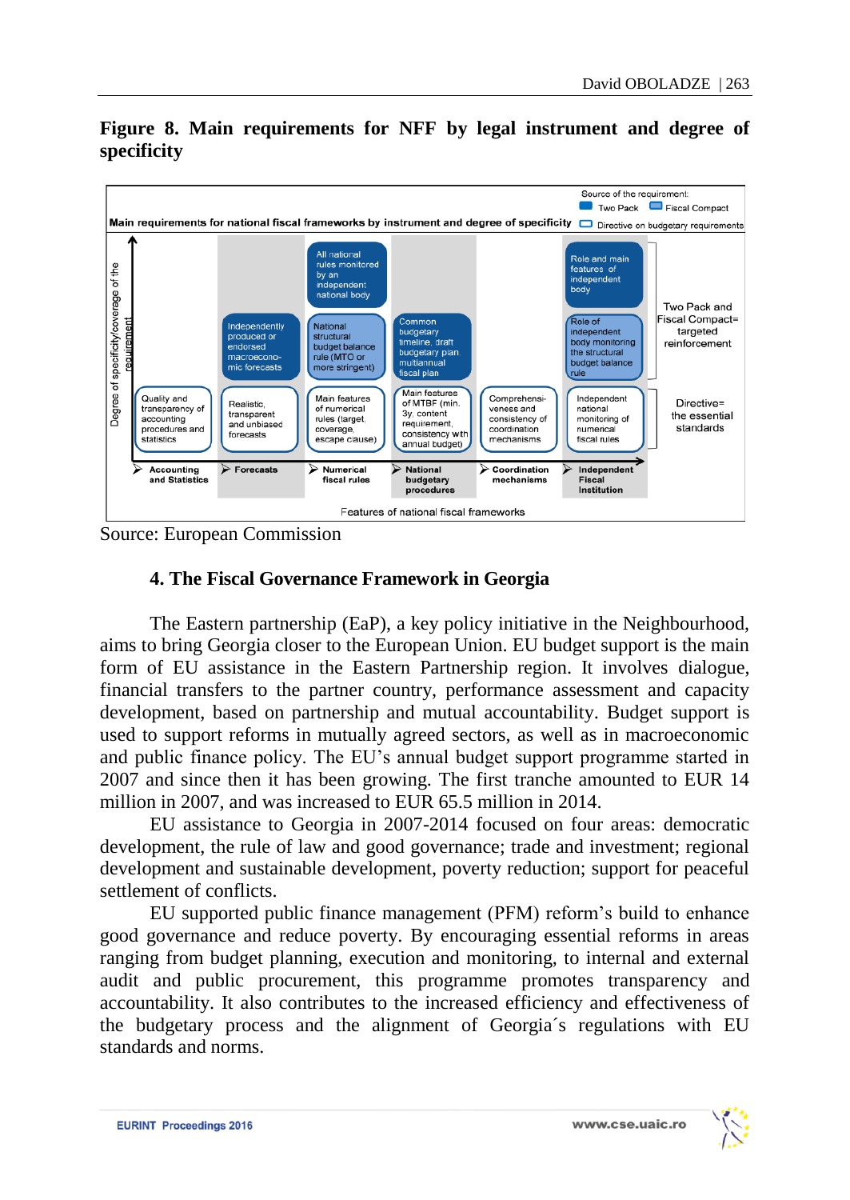**Figure 8. Main requirements for NFF by legal instrument and degree of specificity**

Main requirements for national fiscal frameworks by instrument and degree of specificity

Source of the requirement: Two Pack; Fiscal Compact; Directive on budgetary requirements

Degree of specificity/coverage of the requirement

| Accounting and Statistics | Forecasts | Numerical fiscal rules | National budgetary procedures | Coordination mechanisms | Independent Fiscal Institution | |
|---|---|---|---|---|---|---|
| | | All national rules monitored by an independent national body | | | Role and main features of independent body | Two Pack and Fiscal Compact= targeted reinforcement |
| | Independently produced or endorsed macroeconomic forecasts | National structural budget balance rule (MTO or more stringent) | Common budgetary timeline, draft budgetary plan, multiannual fiscal plan | | Role of independent body monitoring the structural budget balance rule | |
| Quality and transparency of accounting procedures and statistics | Realistic, transparent and unbiased forecasts | Main features of numerical rules (target, coverage, escape clause) | Main features of MTBF (min. 3y, content requirement, consistency with annual budget) | Comprehensiveness and consistency of coordination mechanisms | Independent national monitoring of numerical fiscal rules | Directive= the essential standards |

Features of national fiscal frameworks

Source: European Commission

## 4. The Fiscal Governance Framework in Georgia

The Eastern partnership (EaP), a key policy initiative in the Neighbourhood, aims to bring Georgia closer to the European Union. EU budget support is the main form of EU assistance in the Eastern Partnership region. It involves dialogue, financial transfers to the partner country, performance assessment and capacity development, based on partnership and mutual accountability. Budget support is used to support reforms in mutually agreed sectors, as well as in macroeconomic and public finance policy. The EU's annual budget support programme started in 2007 and since then it has been growing. The first tranche amounted to EUR 14 million in 2007, and was increased to EUR 65.5 million in 2014.

EU assistance to Georgia in 2007-2014 focused on four areas: democratic development, the rule of law and good governance; trade and investment; regional development and sustainable development, poverty reduction; support for peaceful settlement of conflicts.

EU supported public finance management (PFM) reform's build to enhance good governance and reduce poverty. By encouraging essential reforms in areas ranging from budget planning, execution and monitoring, to internal and external audit and public procurement, this programme promotes transparency and accountability. It also contributes to the increased efficiency and effectiveness of the budgetary process and the alignment of Georgia´s regulations with EU standards and norms.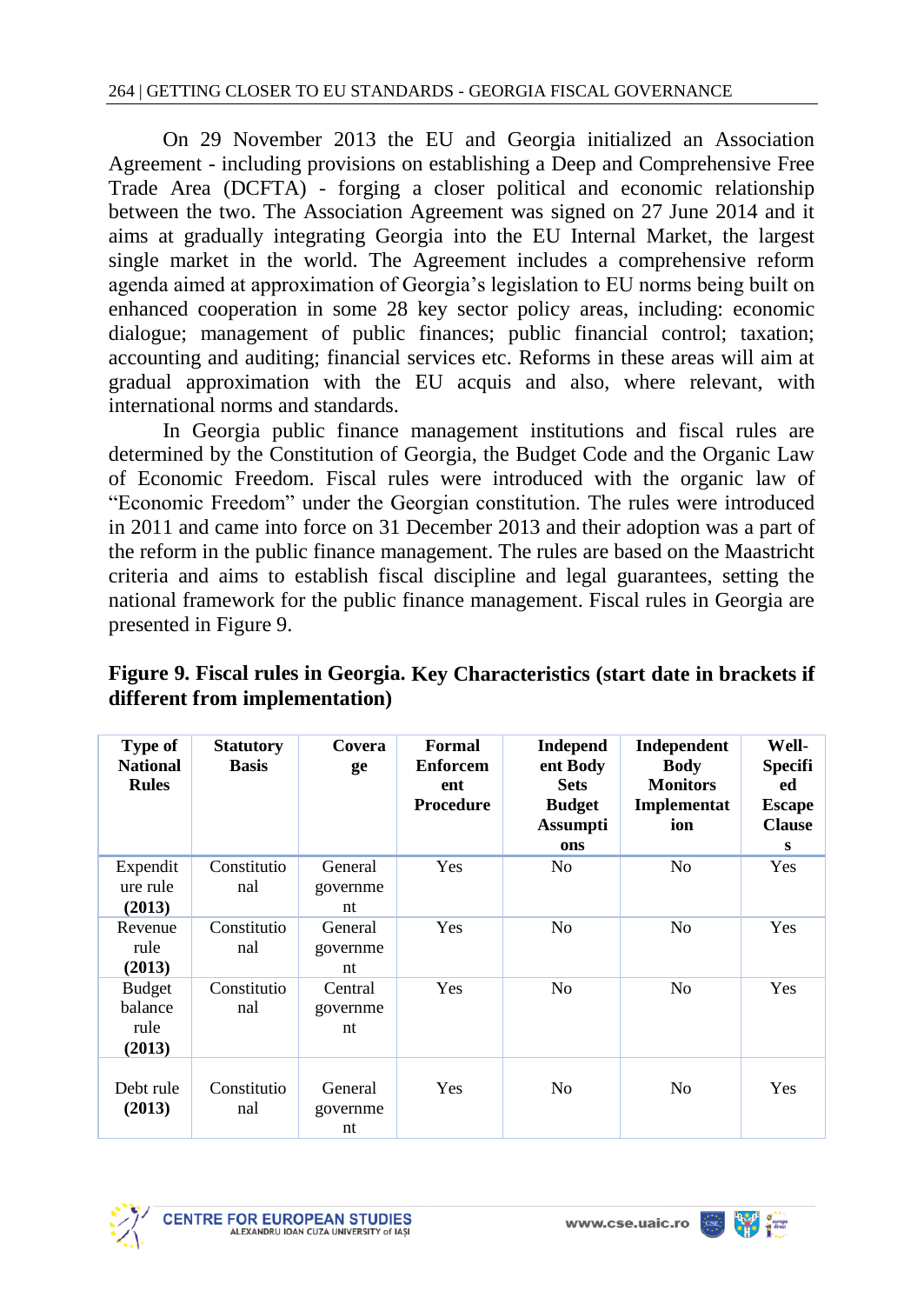On 29 November 2013 the EU and Georgia initialized an Association Agreement - including provisions on establishing a Deep and Comprehensive Free Trade Area (DCFTA) - forging a closer political and economic relationship between the two. The Association Agreement was signed on 27 June 2014 and it aims at gradually integrating Georgia into the EU Internal Market, the largest single market in the world. The Agreement includes a comprehensive reform agenda aimed at approximation of Georgia's legislation to EU norms being built on enhanced cooperation in some 28 key sector policy areas, including: economic dialogue; management of public finances; public financial control; taxation; accounting and auditing; financial services etc. Reforms in these areas will aim at gradual approximation with the EU acquis and also, where relevant, with international norms and standards.

In Georgia public finance management institutions and fiscal rules are determined by the Constitution of Georgia, the Budget Code and the Organic Law of Economic Freedom. Fiscal rules were introduced with the organic law of "Economic Freedom" under the Georgian constitution. The rules were introduced in 2011 and came into force on 31 December 2013 and their adoption was a part of the reform in the public finance management. The rules are based on the Maastricht criteria and aims to establish fiscal discipline and legal guarantees, setting the national framework for the public finance management. Fiscal rules in Georgia are presented in Figure 9.

**Figure 9. Fiscal rules in Georgia. Key Characteristics (start date in brackets if different from implementation)**

| Type of National Rules | Statutory Basis | Coverage | Formal Enforcement Procedure | Independent Body Sets Budget Assumptions | Independent Body Monitors Implementation | Well-Specified Escape Clauses |
|---|---|---|---|---|---|---|
| Expenditure rule **(2013)** | Constitutional | General government | Yes | No | No | Yes |
| Revenue rule **(2013)** | Constitutional | General government | Yes | No | No | Yes |
| Budget balance rule **(2013)** | Constitutional | Central government | Yes | No | No | Yes |
| Debt rule **(2013)** | Constitutional | General government | Yes | No | No | Yes |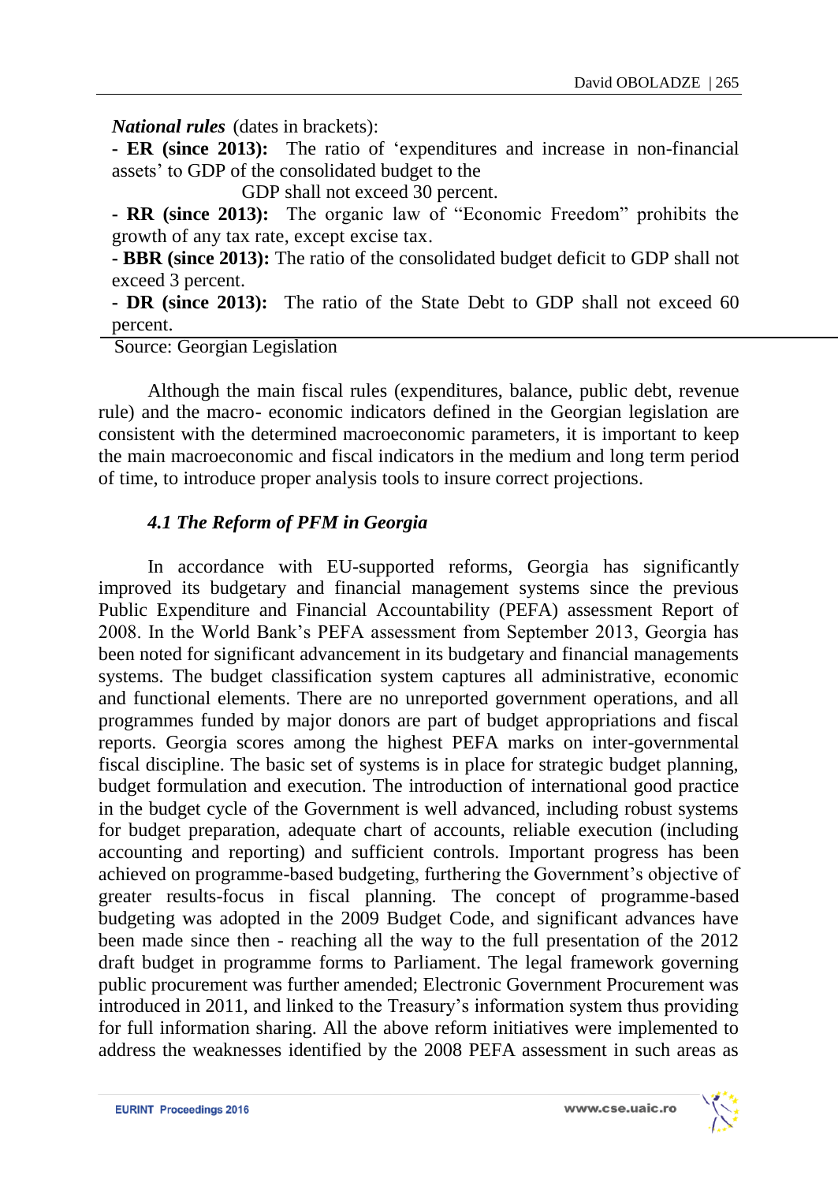***National rules*** (dates in brackets):

**- ER (since 2013):** The ratio of 'expenditures and increase in non-financial assets' to GDP of the consolidated budget to the GDP shall not exceed 30 percent.

**- RR (since 2013):** The organic law of "Economic Freedom" prohibits the growth of any tax rate, except excise tax.

**- BBR (since 2013):** The ratio of the consolidated budget deficit to GDP shall not exceed 3 percent.

**- DR (since 2013):** The ratio of the State Debt to GDP shall not exceed 60 percent.

Source: Georgian Legislation

Although the main fiscal rules (expenditures, balance, public debt, revenue rule) and the macro- economic indicators defined in the Georgian legislation are consistent with the determined macroeconomic parameters, it is important to keep the main macroeconomic and fiscal indicators in the medium and long term period of time, to introduce proper analysis tools to insure correct projections.

### *4.1 The Reform of PFM in Georgia*

In accordance with EU-supported reforms, Georgia has significantly improved its budgetary and financial management systems since the previous Public Expenditure and Financial Accountability (PEFA) assessment Report of 2008. In the World Bank's PEFA assessment from September 2013, Georgia has been noted for significant advancement in its budgetary and financial managements systems. The budget classification system captures all administrative, economic and functional elements. There are no unreported government operations, and all programmes funded by major donors are part of budget appropriations and fiscal reports. Georgia scores among the highest PEFA marks on inter-governmental fiscal discipline. The basic set of systems is in place for strategic budget planning, budget formulation and execution. The introduction of international good practice in the budget cycle of the Government is well advanced, including robust systems for budget preparation, adequate chart of accounts, reliable execution (including accounting and reporting) and sufficient controls. Important progress has been achieved on programme-based budgeting, furthering the Government's objective of greater results-focus in fiscal planning. The concept of programme-based budgeting was adopted in the 2009 Budget Code, and significant advances have been made since then - reaching all the way to the full presentation of the 2012 draft budget in programme forms to Parliament. The legal framework governing public procurement was further amended; Electronic Government Procurement was introduced in 2011, and linked to the Treasury's information system thus providing for full information sharing. All the above reform initiatives were implemented to address the weaknesses identified by the 2008 PEFA assessment in such areas as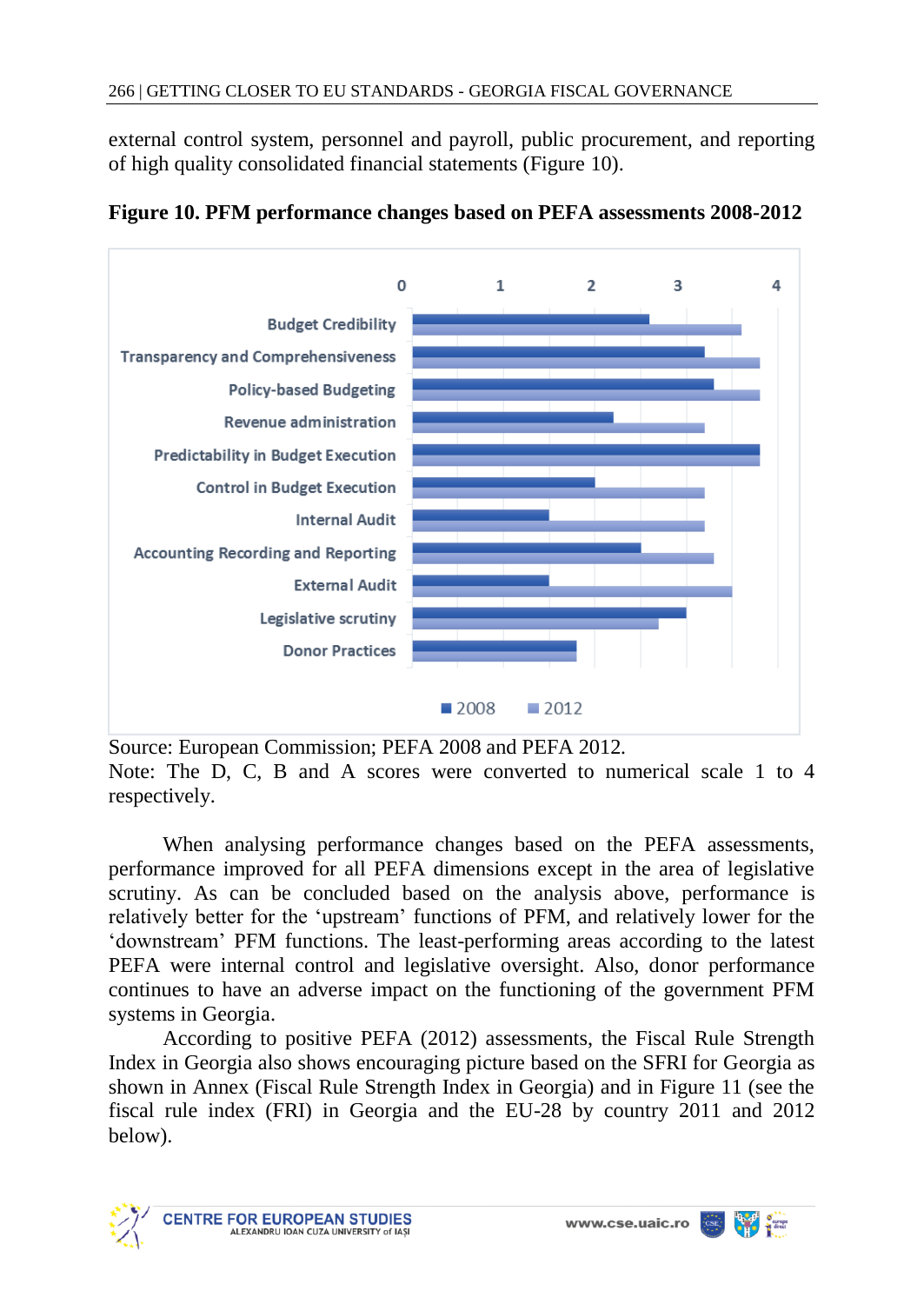external control system, personnel and payroll, public procurement, and reporting of high quality consolidated financial statements (Figure 10).

**Figure 10. PFM performance changes based on PEFA assessments 2008-2012**

Source: European Commission; PEFA 2008 and PEFA 2012.
Note: The D, C, B and A scores were converted to numerical scale 1 to 4 respectively.

When analysing performance changes based on the PEFA assessments, performance improved for all PEFA dimensions except in the area of legislative scrutiny. As can be concluded based on the analysis above, performance is relatively better for the 'upstream' functions of PFM, and relatively lower for the 'downstream' PFM functions. The least-performing areas according to the latest PEFA were internal control and legislative oversight. Also, donor performance continues to have an adverse impact on the functioning of the government PFM systems in Georgia.

According to positive PEFA (2012) assessments, the Fiscal Rule Strength Index in Georgia also shows encouraging picture based on the SFRI for Georgia as shown in Annex (Fiscal Rule Strength Index in Georgia) and in Figure 11 (see the fiscal rule index (FRI) in Georgia and the EU-28 by country 2011 and 2012 below).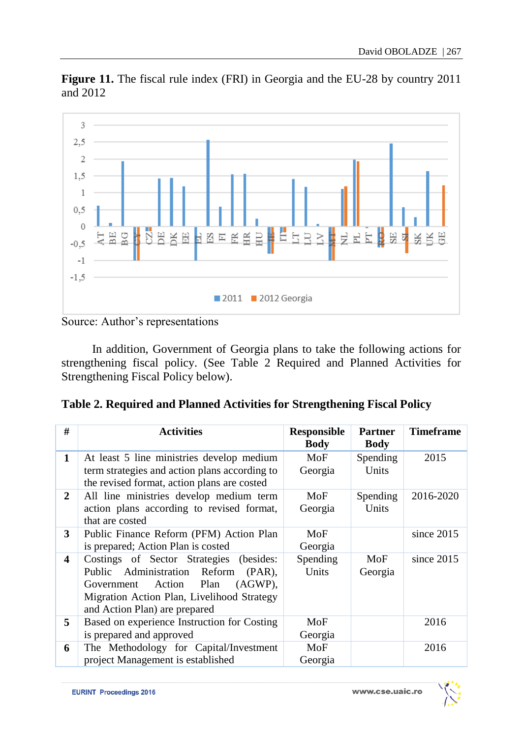**Figure 11.** The fiscal rule index (FRI) in Georgia and the EU-28 by country 2011 and 2012

Source: Author's representations

In addition, Government of Georgia plans to take the following actions for strengthening fiscal policy. (See Table 2 Required and Planned Activities for Strengthening Fiscal Policy below).

**Table 2. Required and Planned Activities for Strengthening Fiscal Policy**

| # | Activities | Responsible Body | Partner Body | Timeframe |
|---|---|---|---|---|
| **1** | At least 5 line ministries develop medium term strategies and action plans according to the revised format, action plans are costed | MoF Georgia | Spending Units | 2015 |
| **2** | All line ministries develop medium term action plans according to revised format, that are costed | MoF Georgia | Spending Units | 2016-2020 |
| **3** | Public Finance Reform (PFM) Action Plan is prepared; Action Plan is costed | MoF Georgia | | since 2015 |
| **4** | Costings of Sector Strategies (besides: Public Administration Reform (PAR), Government Action Plan (AGWP), Migration Action Plan, Livelihood Strategy and Action Plan) are prepared | Spending Units | MoF Georgia | since 2015 |
| **5** | Based on experience Instruction for Costing is prepared and approved | MoF Georgia | | 2016 |
| **6** | The Methodology for Capital/Investment project Management is established | MoF Georgia | | 2016 |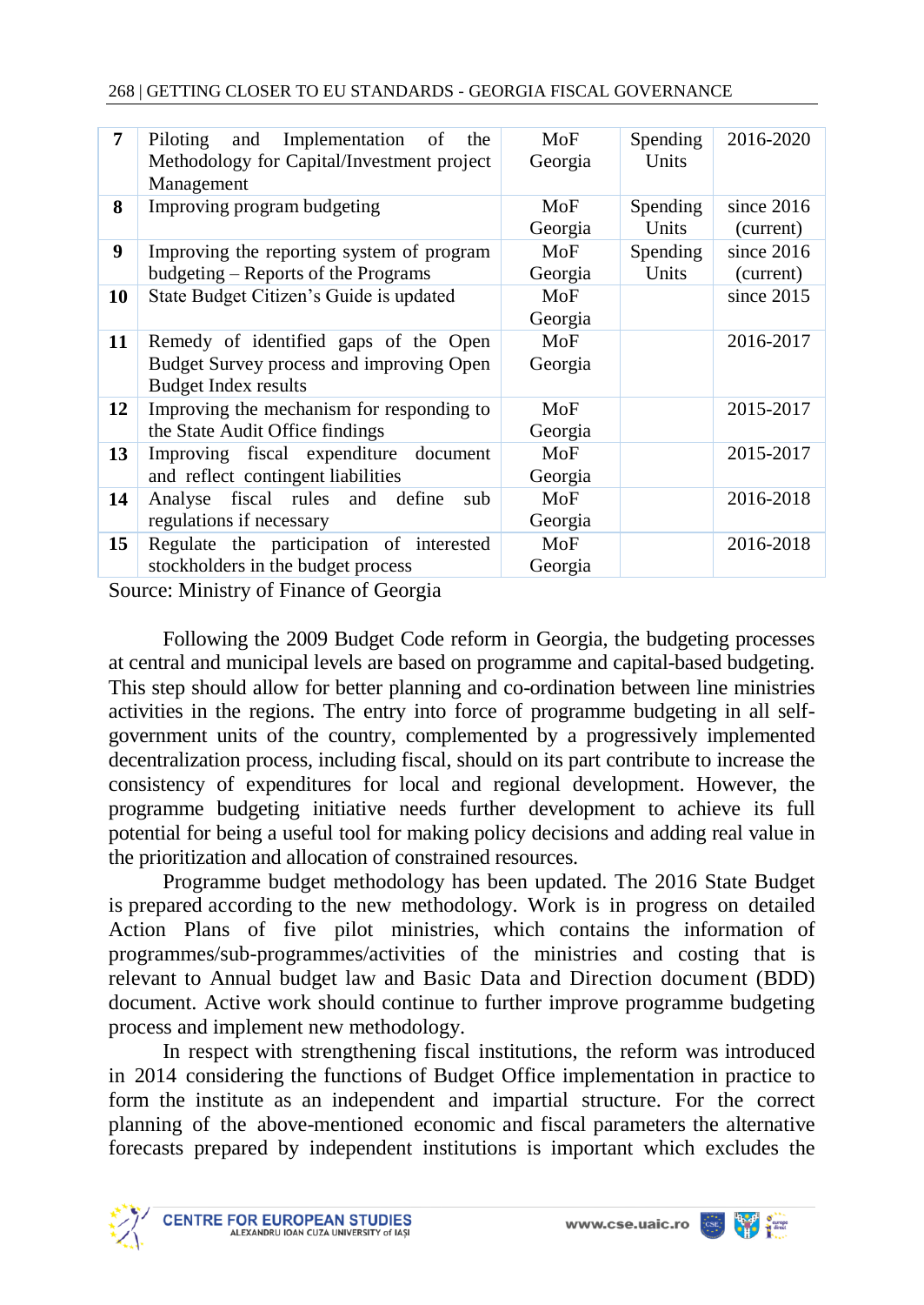| 7 | Piloting and Implementation of the Methodology for Capital/Investment project Management | MoF Georgia | Spending Units | 2016-2020 |
|---|---|---|---|---|
| **8** | Improving program budgeting | MoF Georgia | Spending Units | since 2016 (current) |
| **9** | Improving the reporting system of program budgeting – Reports of the Programs | MoF Georgia | Spending Units | since 2016 (current) |
| **10** | State Budget Citizen's Guide is updated | MoF Georgia | | since 2015 |
| **11** | Remedy of identified gaps of the Open Budget Survey process and improving Open Budget Index results | MoF Georgia | | 2016-2017 |
| **12** | Improving the mechanism for responding to the State Audit Office findings | MoF Georgia | | 2015-2017 |
| **13** | Improving fiscal expenditure document and reflect contingent liabilities | MoF Georgia | | 2015-2017 |
| **14** | Analyse fiscal rules and define sub regulations if necessary | MoF Georgia | | 2016-2018 |
| **15** | Regulate the participation of interested stockholders in the budget process | MoF Georgia | | 2016-2018 |

Source: Ministry of Finance of Georgia

Following the 2009 Budget Code reform in Georgia, the budgeting processes at central and municipal levels are based on programme and capital-based budgeting. This step should allow for better planning and co-ordination between line ministries activities in the regions. The entry into force of programme budgeting in all self-government units of the country, complemented by a progressively implemented decentralization process, including fiscal, should on its part contribute to increase the consistency of expenditures for local and regional development. However, the programme budgeting initiative needs further development to achieve its full potential for being a useful tool for making policy decisions and adding real value in the prioritization and allocation of constrained resources.

Programme budget methodology has been updated. The 2016 State Budget is prepared according to the new methodology. Work is in progress on detailed Action Plans of five pilot ministries, which contains the information of programmes/sub-programmes/activities of the ministries and costing that is relevant to Annual budget law and Basic Data and Direction document (BDD) document. Active work should continue to further improve programme budgeting process and implement new methodology.

In respect with strengthening fiscal institutions, the reform was introduced in 2014 considering the functions of Budget Office implementation in practice to form the institute as an independent and impartial structure. For the correct planning of the above-mentioned economic and fiscal parameters the alternative forecasts prepared by independent institutions is important which excludes the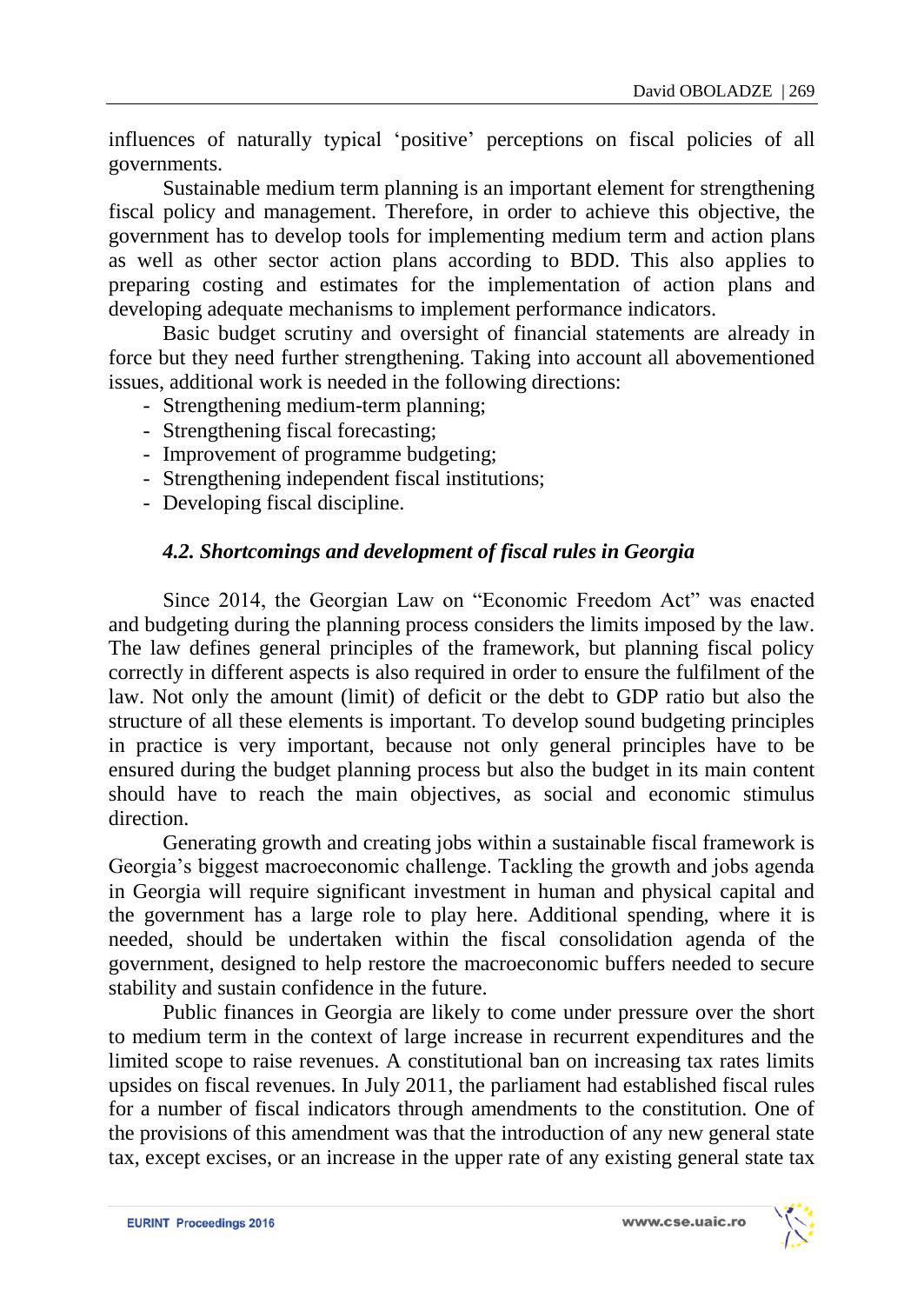influences of naturally typical 'positive' perceptions on fiscal policies of all governments.

Sustainable medium term planning is an important element for strengthening fiscal policy and management. Therefore, in order to achieve this objective, the government has to develop tools for implementing medium term and action plans as well as other sector action plans according to BDD. This also applies to preparing costing and estimates for the implementation of action plans and developing adequate mechanisms to implement performance indicators.

Basic budget scrutiny and oversight of financial statements are already in force but they need further strengthening. Taking into account all abovementioned issues, additional work is needed in the following directions:

- Strengthening medium-term planning;
- Strengthening fiscal forecasting;
- Improvement of programme budgeting;
- Strengthening independent fiscal institutions;
- Developing fiscal discipline.

### *4.2. Shortcomings and development of fiscal rules in Georgia*

Since 2014, the Georgian Law on "Economic Freedom Act" was enacted and budgeting during the planning process considers the limits imposed by the law. The law defines general principles of the framework, but planning fiscal policy correctly in different aspects is also required in order to ensure the fulfilment of the law. Not only the amount (limit) of deficit or the debt to GDP ratio but also the structure of all these elements is important. To develop sound budgeting principles in practice is very important, because not only general principles have to be ensured during the budget planning process but also the budget in its main content should have to reach the main objectives, as social and economic stimulus direction.

Generating growth and creating jobs within a sustainable fiscal framework is Georgia's biggest macroeconomic challenge. Tackling the growth and jobs agenda in Georgia will require significant investment in human and physical capital and the government has a large role to play here. Additional spending, where it is needed, should be undertaken within the fiscal consolidation agenda of the government, designed to help restore the macroeconomic buffers needed to secure stability and sustain confidence in the future.

Public finances in Georgia are likely to come under pressure over the short to medium term in the context of large increase in recurrent expenditures and the limited scope to raise revenues. A constitutional ban on increasing tax rates limits upsides on fiscal revenues. In July 2011, the parliament had established fiscal rules for a number of fiscal indicators through amendments to the constitution. One of the provisions of this amendment was that the introduction of any new general state tax, except excises, or an increase in the upper rate of any existing general state tax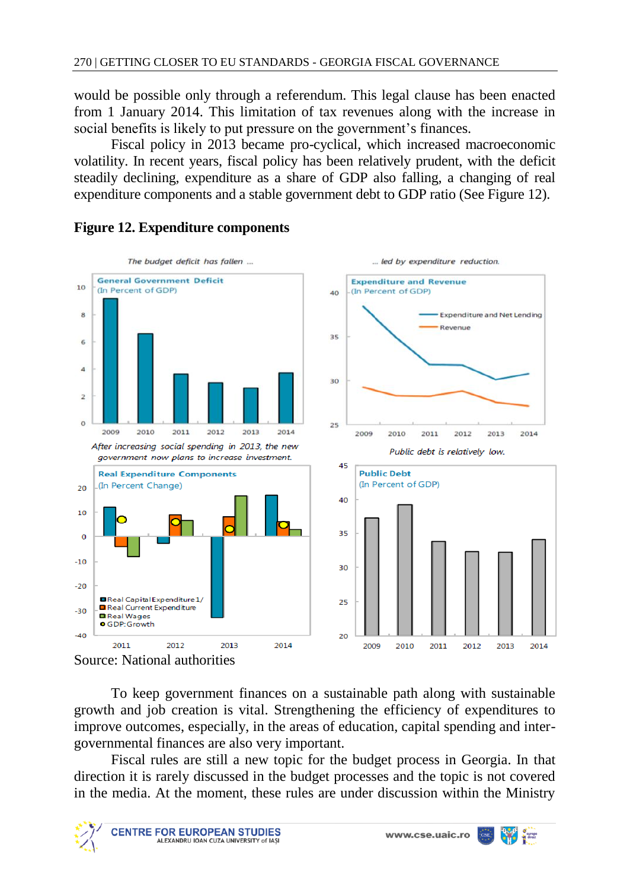would be possible only through a referendum. This legal clause has been enacted from 1 January 2014. This limitation of tax revenues along with the increase in social benefits is likely to put pressure on the government's finances.

Fiscal policy in 2013 became pro-cyclical, which increased macroeconomic volatility. In recent years, fiscal policy has been relatively prudent, with the deficit steadily declining, expenditure as a share of GDP also falling, a changing of real expenditure components and a stable government debt to GDP ratio (See Figure 12).

**Figure 12. Expenditure components**

*The budget deficit has fallen ...*

**General Government Deficit**
(In Percent of GDP)

*... led by expenditure reduction.*

**Expenditure and Revenue**
(In Percent of GDP)

Expenditure and Net Lending
Revenue

*After increasing social spending in 2013, the new government now plans to increase investment.*

**Real Expenditure Components**
(In Percent Change)

Real Capital Expenditure 1/
Real Current Expenditure
Real Wages
GDP: Growth

*Public debt is relatively low.*

**Public Debt**
(In Percent of GDP)

Source: National authorities

To keep government finances on a sustainable path along with sustainable growth and job creation is vital. Strengthening the efficiency of expenditures to improve outcomes, especially, in the areas of education, capital spending and inter-governmental finances are also very important.

Fiscal rules are still a new topic for the budget process in Georgia. In that direction it is rarely discussed in the budget processes and the topic is not covered in the media. At the moment, these rules are under discussion within the Ministry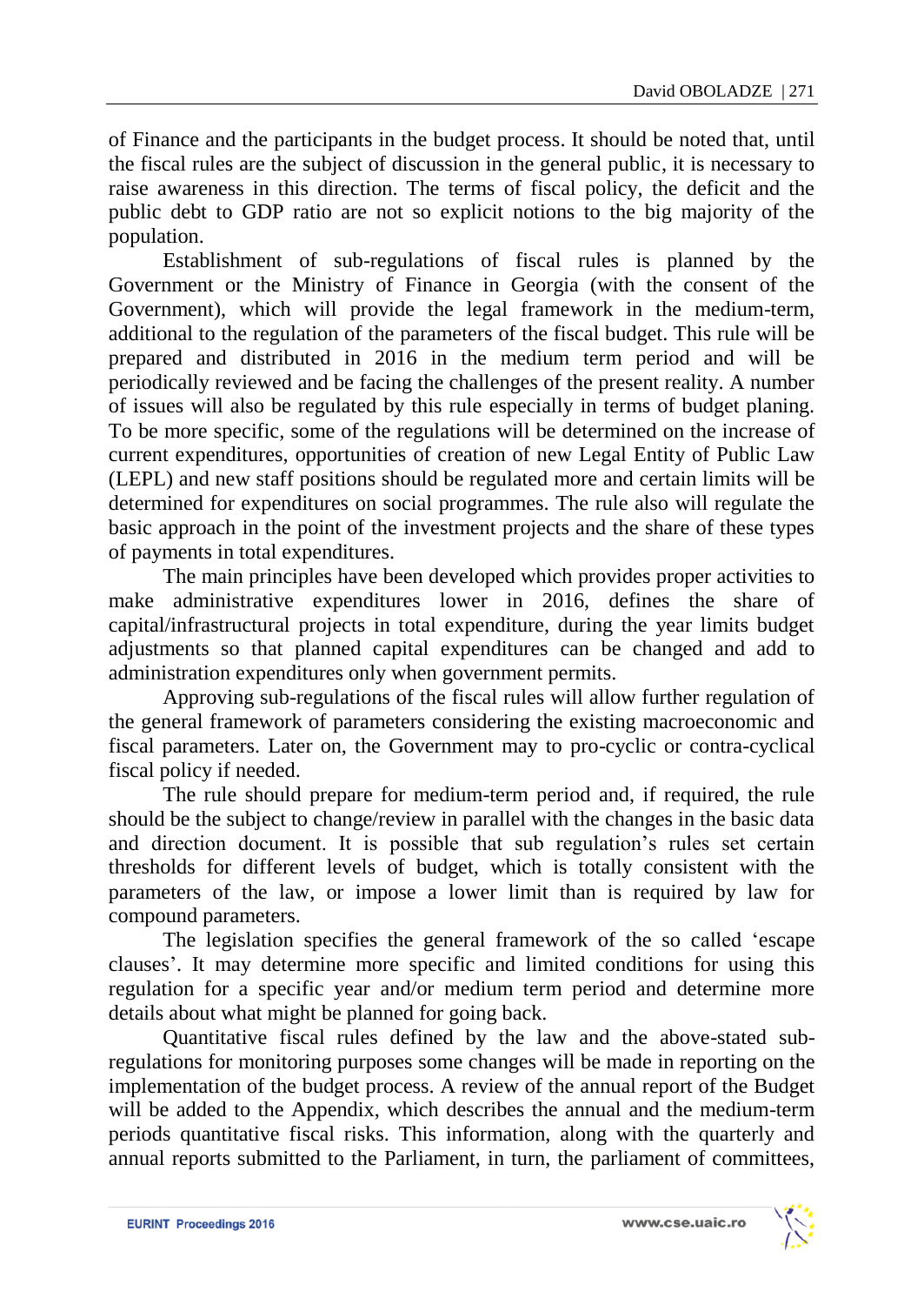of Finance and the participants in the budget process. It should be noted that, until the fiscal rules are the subject of discussion in the general public, it is necessary to raise awareness in this direction. The terms of fiscal policy, the deficit and the public debt to GDP ratio are not so explicit notions to the big majority of the population.

Establishment of sub-regulations of fiscal rules is planned by the Government or the Ministry of Finance in Georgia (with the consent of the Government), which will provide the legal framework in the medium-term, additional to the regulation of the parameters of the fiscal budget. This rule will be prepared and distributed in 2016 in the medium term period and will be periodically reviewed and be facing the challenges of the present reality. A number of issues will also be regulated by this rule especially in terms of budget planing. To be more specific, some of the regulations will be determined on the increase of current expenditures, opportunities of creation of new Legal Entity of Public Law (LEPL) and new staff positions should be regulated more and certain limits will be determined for expenditures on social programmes. The rule also will regulate the basic approach in the point of the investment projects and the share of these types of payments in total expenditures.

The main principles have been developed which provides proper activities to make administrative expenditures lower in 2016, defines the share of capital/infrastructural projects in total expenditure, during the year limits budget adjustments so that planned capital expenditures can be changed and add to administration expenditures only when government permits.

Approving sub-regulations of the fiscal rules will allow further regulation of the general framework of parameters considering the existing macroeconomic and fiscal parameters. Later on, the Government may to pro-cyclic or contra-cyclical fiscal policy if needed.

The rule should prepare for medium-term period and, if required, the rule should be the subject to change/review in parallel with the changes in the basic data and direction document. It is possible that sub regulation's rules set certain thresholds for different levels of budget, which is totally consistent with the parameters of the law, or impose a lower limit than is required by law for compound parameters.

The legislation specifies the general framework of the so called 'escape clauses'. It may determine more specific and limited conditions for using this regulation for a specific year and/or medium term period and determine more details about what might be planned for going back.

Quantitative fiscal rules defined by the law and the above-stated sub-regulations for monitoring purposes some changes will be made in reporting on the implementation of the budget process. A review of the annual report of the Budget will be added to the Appendix, which describes the annual and the medium-term periods quantitative fiscal risks. This information, along with the quarterly and annual reports submitted to the Parliament, in turn, the parliament of committees,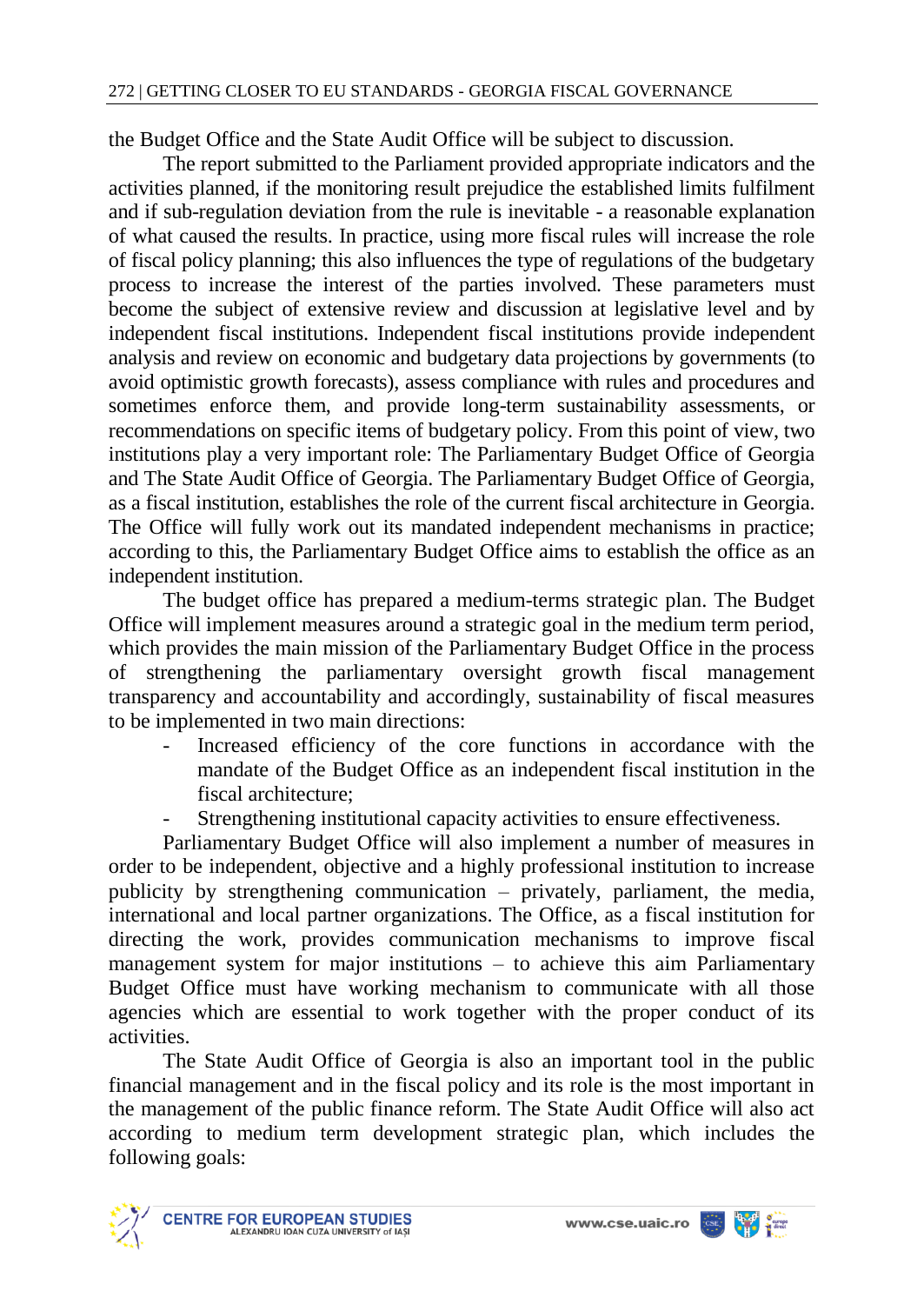the Budget Office and the State Audit Office will be subject to discussion.

The report submitted to the Parliament provided appropriate indicators and the activities planned, if the monitoring result prejudice the established limits fulfilment and if sub-regulation deviation from the rule is inevitable - a reasonable explanation of what caused the results. In practice, using more fiscal rules will increase the role of fiscal policy planning; this also influences the type of regulations of the budgetary process to increase the interest of the parties involved. These parameters must become the subject of extensive review and discussion at legislative level and by independent fiscal institutions. Independent fiscal institutions provide independent analysis and review on economic and budgetary data projections by governments (to avoid optimistic growth forecasts), assess compliance with rules and procedures and sometimes enforce them, and provide long-term sustainability assessments, or recommendations on specific items of budgetary policy. From this point of view, two institutions play a very important role: The Parliamentary Budget Office of Georgia and The State Audit Office of Georgia. The Parliamentary Budget Office of Georgia, as a fiscal institution, establishes the role of the current fiscal architecture in Georgia. The Office will fully work out its mandated independent mechanisms in practice; according to this, the Parliamentary Budget Office aims to establish the office as an independent institution.

The budget office has prepared a medium-terms strategic plan. The Budget Office will implement measures around a strategic goal in the medium term period, which provides the main mission of the Parliamentary Budget Office in the process of strengthening the parliamentary oversight growth fiscal management transparency and accountability and accordingly, sustainability of fiscal measures to be implemented in two main directions:

- Increased efficiency of the core functions in accordance with the mandate of the Budget Office as an independent fiscal institution in the fiscal architecture;
- Strengthening institutional capacity activities to ensure effectiveness.

Parliamentary Budget Office will also implement a number of measures in order to be independent, objective and a highly professional institution to increase publicity by strengthening communication – privately, parliament, the media, international and local partner organizations. The Office, as a fiscal institution for directing the work, provides communication mechanisms to improve fiscal management system for major institutions – to achieve this aim Parliamentary Budget Office must have working mechanism to communicate with all those agencies which are essential to work together with the proper conduct of its activities.

The State Audit Office of Georgia is also an important tool in the public financial management and in the fiscal policy and its role is the most important in the management of the public finance reform. The State Audit Office will also act according to medium term development strategic plan, which includes the following goals: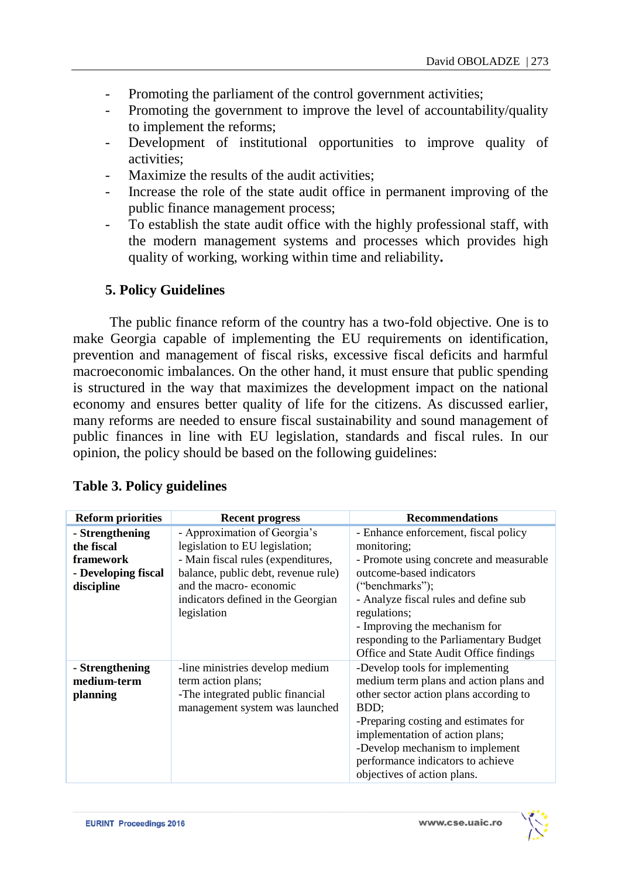- Promoting the parliament of the control government activities;
- Promoting the government to improve the level of accountability/quality to implement the reforms;
- Development of institutional opportunities to improve quality of activities;
- Maximize the results of the audit activities;
- Increase the role of the state audit office in permanent improving of the public finance management process;
- To establish the state audit office with the highly professional staff, with the modern management systems and processes which provides high quality of working, working within time and reliability**.**

## 5. Policy Guidelines

The public finance reform of the country has a two-fold objective. One is to make Georgia capable of implementing the EU requirements on identification, prevention and management of fiscal risks, excessive fiscal deficits and harmful macroeconomic imbalances. On the other hand, it must ensure that public spending is structured in the way that maximizes the development impact on the national economy and ensures better quality of life for the citizens. As discussed earlier, many reforms are needed to ensure fiscal sustainability and sound management of public finances in line with EU legislation, standards and fiscal rules. In our opinion, the policy should be based on the following guidelines:

**Table 3. Policy guidelines**

| Reform priorities | Recent progress | Recommendations |
|---|---|---|
| **- Strengthening the fiscal framework**<br>**- Developing fiscal discipline** | - Approximation of Georgia's legislation to EU legislation;<br>- Main fiscal rules (expenditures, balance, public debt, revenue rule) and the macro- economic indicators defined in the Georgian legislation | - Enhance enforcement, fiscal policy monitoring;<br>- Promote using concrete and measurable outcome-based indicators ("benchmarks");<br>- Analyze fiscal rules and define sub regulations;<br>- Improving the mechanism for responding to the Parliamentary Budget Office and State Audit Office findings |
| **- Strengthening medium-term planning** | -line ministries develop medium term action plans;<br>-The integrated public financial management system was launched | -Develop tools for implementing medium term plans and action plans and other sector action plans according to BDD;<br>-Preparing costing and estimates for implementation of action plans;<br>-Develop mechanism to implement performance indicators to achieve objectives of action plans. |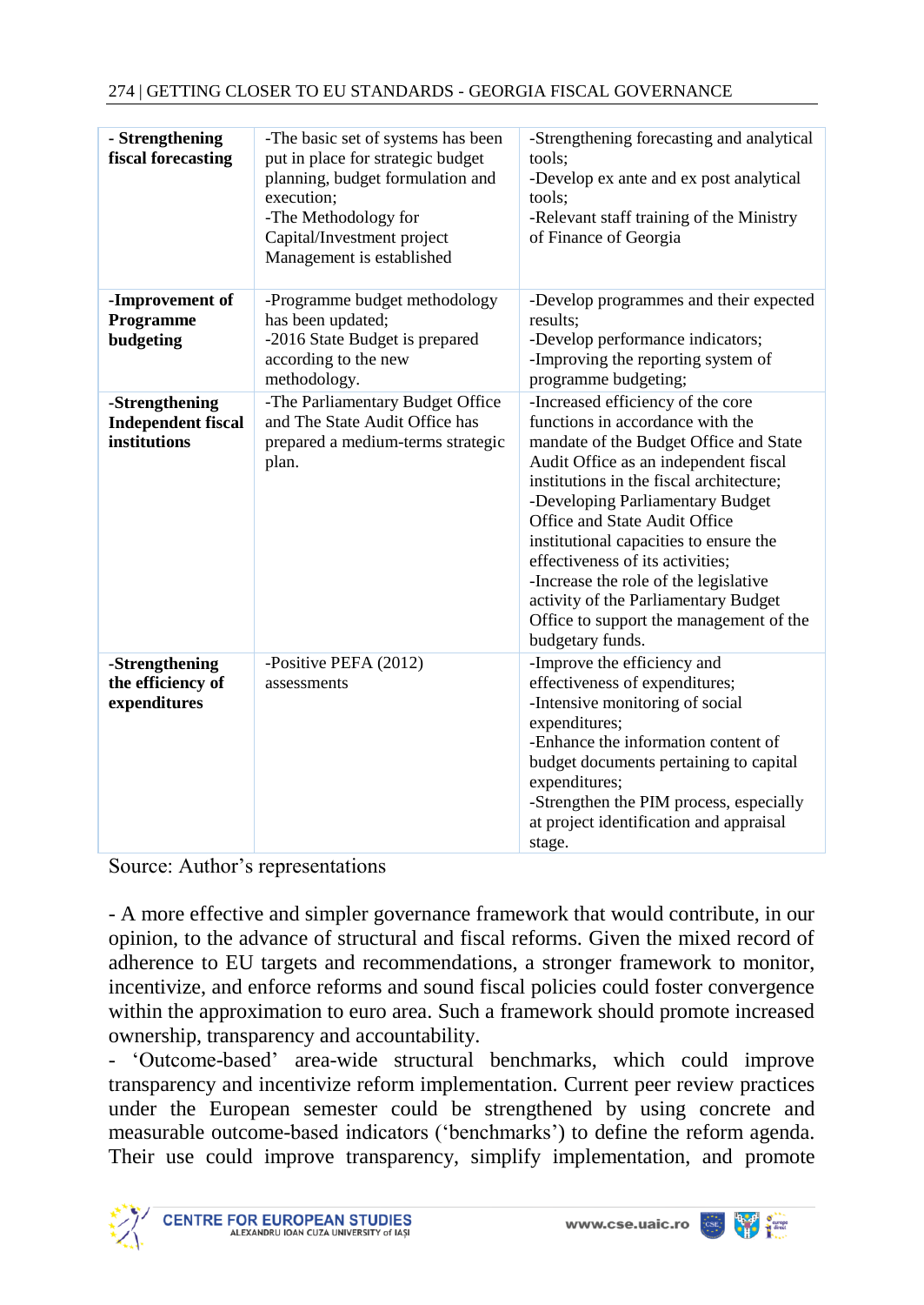| - Strengthening fiscal forecasting | -The basic set of systems has been put in place for strategic budget planning, budget formulation and execution;<br>-The Methodology for Capital/Investment project Management is established | -Strengthening forecasting and analytical tools;<br>-Develop ex ante and ex post analytical tools;<br>-Relevant staff training of the Ministry of Finance of Georgia |
|---|---|---|
| **-Improvement of Programme budgeting** | -Programme budget methodology has been updated;<br>-2016 State Budget is prepared according to the new methodology. | -Develop programmes and their expected results;<br>-Develop performance indicators;<br>-Improving the reporting system of programme budgeting; |
| **-Strengthening Independent fiscal institutions** | -The Parliamentary Budget Office and The State Audit Office has prepared a medium-terms strategic plan. | -Increased efficiency of the core functions in accordance with the mandate of the Budget Office and State Audit Office as an independent fiscal institutions in the fiscal architecture;<br>-Developing Parliamentary Budget Office and State Audit Office institutional capacities to ensure the effectiveness of its activities;<br>-Increase the role of the legislative activity of the Parliamentary Budget Office to support the management of the budgetary funds. |
| **-Strengthening the efficiency of expenditures** | -Positive PEFA (2012) assessments | -Improve the efficiency and effectiveness of expenditures;<br>-Intensive monitoring of social expenditures;<br>-Enhance the information content of budget documents pertaining to capital expenditures;<br>-Strengthen the PIM process, especially at project identification and appraisal stage. |

Source: Author's representations

- A more effective and simpler governance framework that would contribute, in our opinion, to the advance of structural and fiscal reforms. Given the mixed record of adherence to EU targets and recommendations, a stronger framework to monitor, incentivize, and enforce reforms and sound fiscal policies could foster convergence within the approximation to euro area. Such a framework should promote increased ownership, transparency and accountability.

- 'Outcome-based' area-wide structural benchmarks, which could improve transparency and incentivize reform implementation. Current peer review practices under the European semester could be strengthened by using concrete and measurable outcome-based indicators ('benchmarks') to define the reform agenda. Their use could improve transparency, simplify implementation, and promote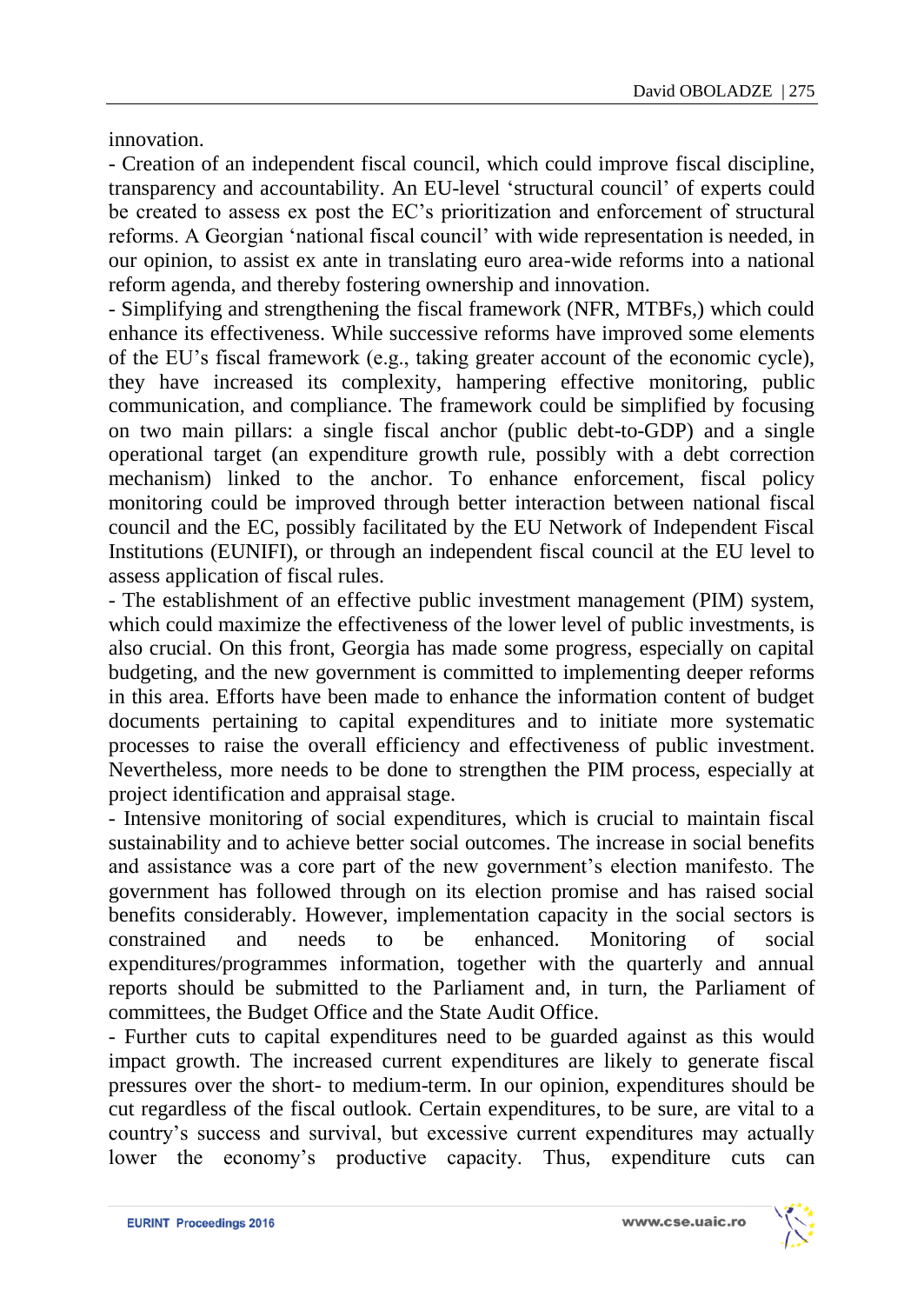innovation.

- Creation of an independent fiscal council, which could improve fiscal discipline, transparency and accountability. An EU-level 'structural council' of experts could be created to assess ex post the EC's prioritization and enforcement of structural reforms. A Georgian 'national fiscal council' with wide representation is needed, in our opinion, to assist ex ante in translating euro area-wide reforms into a national reform agenda, and thereby fostering ownership and innovation.
- Simplifying and strengthening the fiscal framework (NFR, MTBFs,) which could enhance its effectiveness. While successive reforms have improved some elements of the EU's fiscal framework (e.g., taking greater account of the economic cycle), they have increased its complexity, hampering effective monitoring, public communication, and compliance. The framework could be simplified by focusing on two main pillars: a single fiscal anchor (public debt-to-GDP) and a single operational target (an expenditure growth rule, possibly with a debt correction mechanism) linked to the anchor. To enhance enforcement, fiscal policy monitoring could be improved through better interaction between national fiscal council and the EC, possibly facilitated by the EU Network of Independent Fiscal Institutions (EUNIFI), or through an independent fiscal council at the EU level to assess application of fiscal rules.
- The establishment of an effective public investment management (PIM) system, which could maximize the effectiveness of the lower level of public investments, is also crucial. On this front, Georgia has made some progress, especially on capital budgeting, and the new government is committed to implementing deeper reforms in this area. Efforts have been made to enhance the information content of budget documents pertaining to capital expenditures and to initiate more systematic processes to raise the overall efficiency and effectiveness of public investment. Nevertheless, more needs to be done to strengthen the PIM process, especially at project identification and appraisal stage.
- Intensive monitoring of social expenditures, which is crucial to maintain fiscal sustainability and to achieve better social outcomes. The increase in social benefits and assistance was a core part of the new government's election manifesto. The government has followed through on its election promise and has raised social benefits considerably. However, implementation capacity in the social sectors is constrained and needs to be enhanced. Monitoring of social expenditures/programmes information, together with the quarterly and annual reports should be submitted to the Parliament and, in turn, the Parliament of committees, the Budget Office and the State Audit Office.
- Further cuts to capital expenditures need to be guarded against as this would impact growth. The increased current expenditures are likely to generate fiscal pressures over the short- to medium-term. In our opinion, expenditures should be cut regardless of the fiscal outlook. Certain expenditures, to be sure, are vital to a country's success and survival, but excessive current expenditures may actually lower the economy's productive capacity. Thus, expenditure cuts can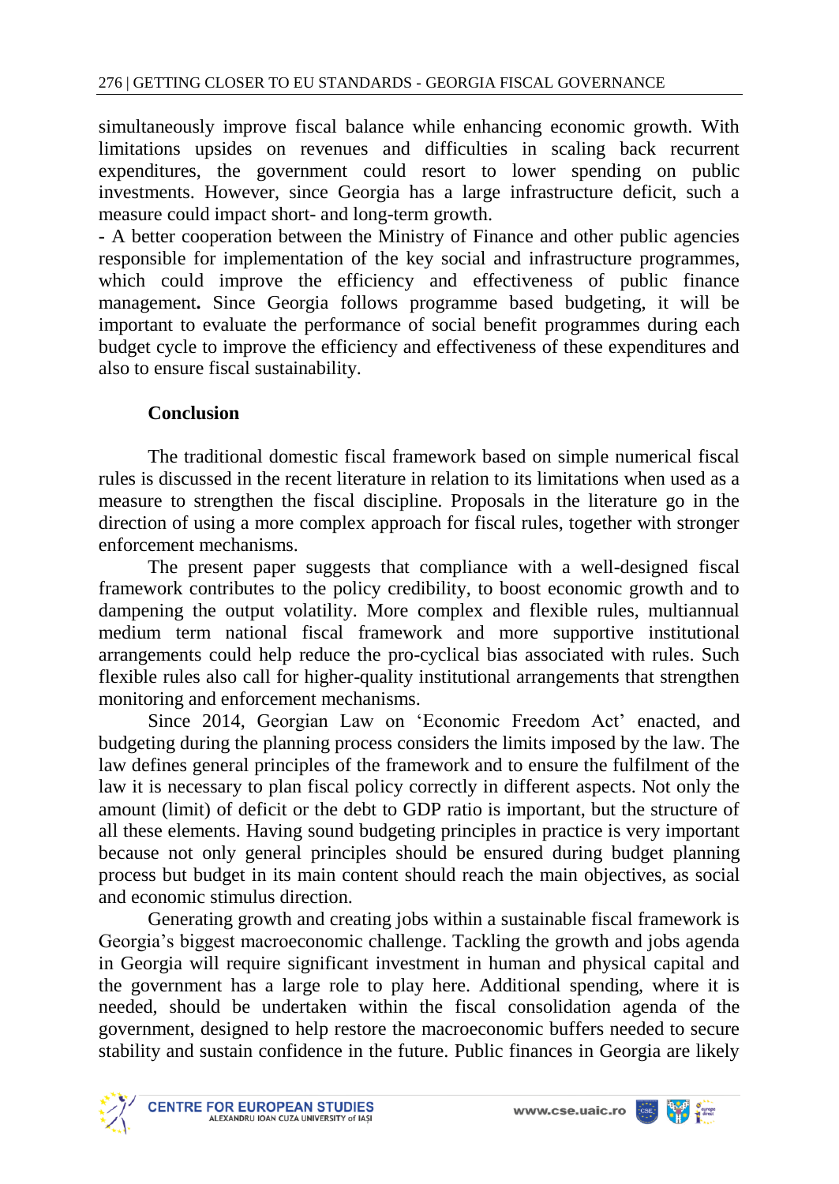simultaneously improve fiscal balance while enhancing economic growth. With limitations upsides on revenues and difficulties in scaling back recurrent expenditures, the government could resort to lower spending on public investments. However, since Georgia has a large infrastructure deficit, such a measure could impact short- and long-term growth.

- A better cooperation between the Ministry of Finance and other public agencies responsible for implementation of the key social and infrastructure programmes, which could improve the efficiency and effectiveness of public finance management**.** Since Georgia follows programme based budgeting, it will be important to evaluate the performance of social benefit programmes during each budget cycle to improve the efficiency and effectiveness of these expenditures and also to ensure fiscal sustainability.

## Conclusion

The traditional domestic fiscal framework based on simple numerical fiscal rules is discussed in the recent literature in relation to its limitations when used as a measure to strengthen the fiscal discipline. Proposals in the literature go in the direction of using a more complex approach for fiscal rules, together with stronger enforcement mechanisms.

The present paper suggests that compliance with a well-designed fiscal framework contributes to the policy credibility, to boost economic growth and to dampening the output volatility. More complex and flexible rules, multiannual medium term national fiscal framework and more supportive institutional arrangements could help reduce the pro-cyclical bias associated with rules. Such flexible rules also call for higher-quality institutional arrangements that strengthen monitoring and enforcement mechanisms.

Since 2014, Georgian Law on 'Economic Freedom Act' enacted, and budgeting during the planning process considers the limits imposed by the law. The law defines general principles of the framework and to ensure the fulfilment of the law it is necessary to plan fiscal policy correctly in different aspects. Not only the amount (limit) of deficit or the debt to GDP ratio is important, but the structure of all these elements. Having sound budgeting principles in practice is very important because not only general principles should be ensured during budget planning process but budget in its main content should reach the main objectives, as social and economic stimulus direction.

Generating growth and creating jobs within a sustainable fiscal framework is Georgia's biggest macroeconomic challenge. Tackling the growth and jobs agenda in Georgia will require significant investment in human and physical capital and the government has a large role to play here. Additional spending, where it is needed, should be undertaken within the fiscal consolidation agenda of the government, designed to help restore the macroeconomic buffers needed to secure stability and sustain confidence in the future. Public finances in Georgia are likely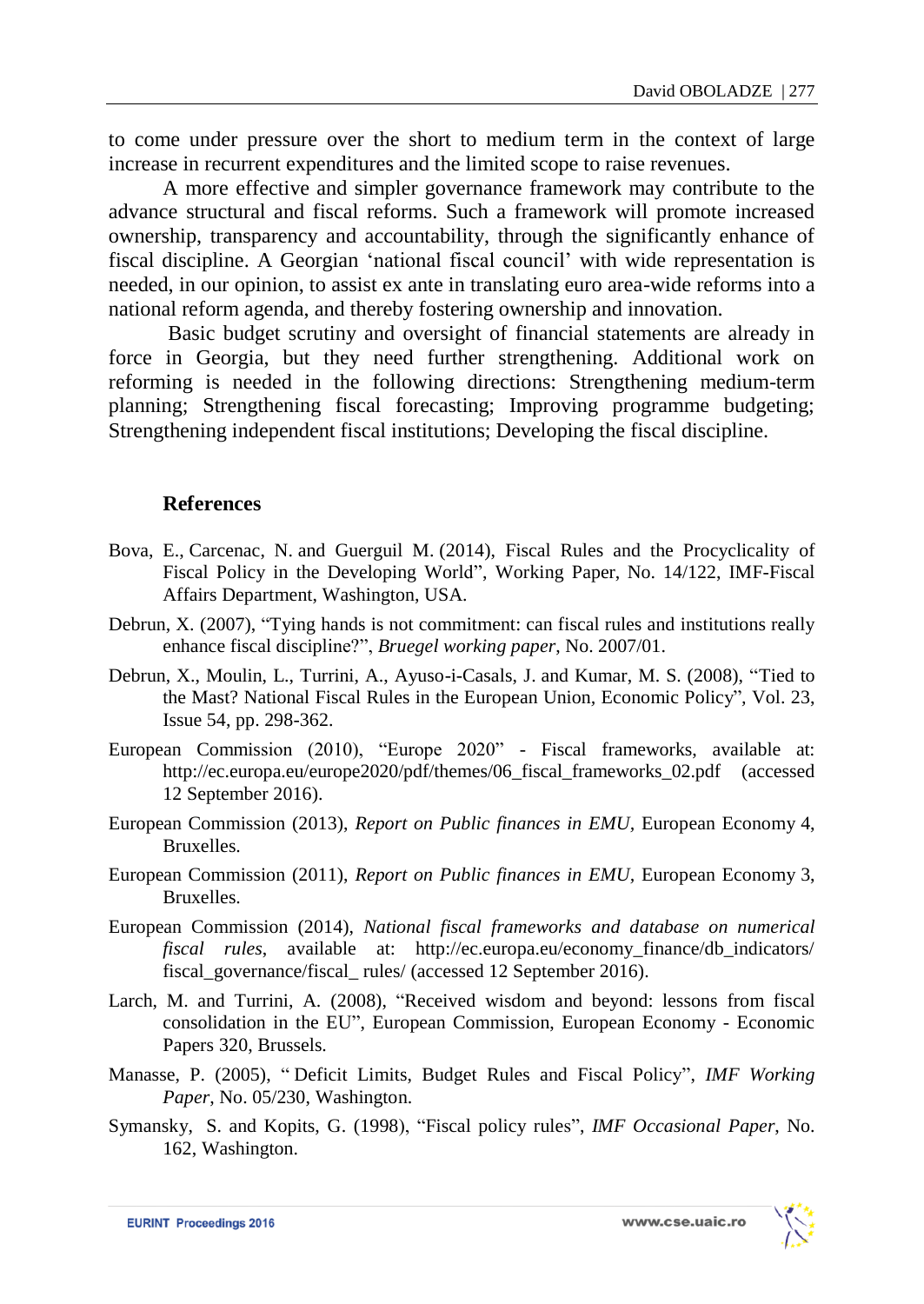to come under pressure over the short to medium term in the context of large increase in recurrent expenditures and the limited scope to raise revenues.

A more effective and simpler governance framework may contribute to the advance structural and fiscal reforms. Such a framework will promote increased ownership, transparency and accountability, through the significantly enhance of fiscal discipline. A Georgian 'national fiscal council' with wide representation is needed, in our opinion, to assist ex ante in translating euro area-wide reforms into a national reform agenda, and thereby fostering ownership and innovation.

Basic budget scrutiny and oversight of financial statements are already in force in Georgia, but they need further strengthening. Additional work on reforming is needed in the following directions: Strengthening medium-term planning; Strengthening fiscal forecasting; Improving programme budgeting; Strengthening independent fiscal institutions; Developing the fiscal discipline.

## References

Bova, E., Carcenac, N. and Guerguil M. (2014), Fiscal Rules and the Procyclicality of Fiscal Policy in the Developing World", Working Paper, No. 14/122, IMF-Fiscal Affairs Department, Washington, USA.

Debrun, X. (2007), "Tying hands is not commitment: can fiscal rules and institutions really enhance fiscal discipline?", *Bruegel working paper*, No. 2007/01.

Debrun, X., Moulin, L., Turrini, A., Ayuso-i-Casals, J. and Kumar, M. S. (2008), "Tied to the Mast? National Fiscal Rules in the European Union, Economic Policy", Vol. 23, Issue 54, pp. 298-362.

European Commission (2010), "Europe 2020" - Fiscal frameworks, available at: http://ec.europa.eu/europe2020/pdf/themes/06_fiscal_frameworks_02.pdf (accessed 12 September 2016).

European Commission (2013), *Report on Public finances in EMU*, European Economy 4, Bruxelles.

European Commission (2011), *Report on Public finances in EMU*, European Economy 3, Bruxelles.

European Commission (2014), *National fiscal frameworks and database on numerical fiscal rules*, available at: http://ec.europa.eu/economy_finance/db_indicators/fiscal_governance/fiscal_ rules/ (accessed 12 September 2016).

Larch, M. and Turrini, A. (2008), "Received wisdom and beyond: lessons from fiscal consolidation in the EU", European Commission, European Economy - Economic Papers 320, Brussels.

Manasse, P. (2005), " Deficit Limits, Budget Rules and Fiscal Policy", *IMF Working Paper*, No. 05/230, Washington.

Symansky, S. and Kopits, G. (1998), "Fiscal policy rules", *IMF Occasional Paper*, No. 162, Washington.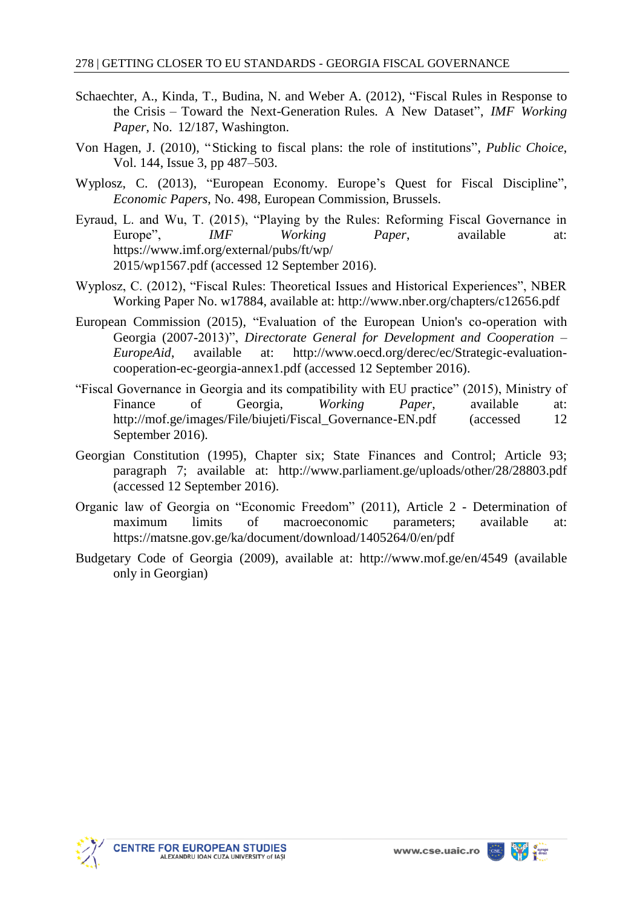Schaechter, A., Kinda, T., Budina, N. and Weber A. (2012), "Fiscal Rules in Response to the Crisis – Toward the Next-Generation Rules. A New Dataset", *IMF Working Paper*, No. 12/187, Washington.

Von Hagen, J. (2010), "Sticking to fiscal plans: the role of institutions", *Public Choice*, Vol. 144, Issue 3, pp 487–503.

Wyplosz, C. (2013), "European Economy. Europe's Quest for Fiscal Discipline", *Economic Papers*, No. 498, European Commission, Brussels.

Eyraud, L. and Wu, T. (2015), "Playing by the Rules: Reforming Fiscal Governance in Europe", *IMF Working Paper*, available at: https://www.imf.org/external/pubs/ft/wp/2015/wp1567.pdf (accessed 12 September 2016).

Wyplosz, C. (2012), "Fiscal Rules: Theoretical Issues and Historical Experiences", NBER Working Paper No. w17884, available at: http://www.nber.org/chapters/c12656.pdf

European Commission (2015), "Evaluation of the European Union's co-operation with Georgia (2007-2013)", *Directorate General for Development and Cooperation – EuropeAid*, available at: http://www.oecd.org/derec/ec/Strategic-evaluation-cooperation-ec-georgia-annex1.pdf (accessed 12 September 2016).

"Fiscal Governance in Georgia and its compatibility with EU practice" (2015), Ministry of Finance of Georgia, *Working Paper*, available at: http://mof.ge/images/File/biujeti/Fiscal_Governance-EN.pdf (accessed 12 September 2016).

Georgian Constitution (1995), Chapter six; State Finances and Control; Article 93; paragraph 7; available at: http://www.parliament.ge/uploads/other/28/28803.pdf (accessed 12 September 2016).

Organic law of Georgia on "Economic Freedom" (2011), Article 2 - Determination of maximum limits of macroeconomic parameters; available at: https://matsne.gov.ge/ka/document/download/1405264/0/en/pdf

Budgetary Code of Georgia (2009), available at: http://www.mof.ge/en/4549 (available only in Georgian)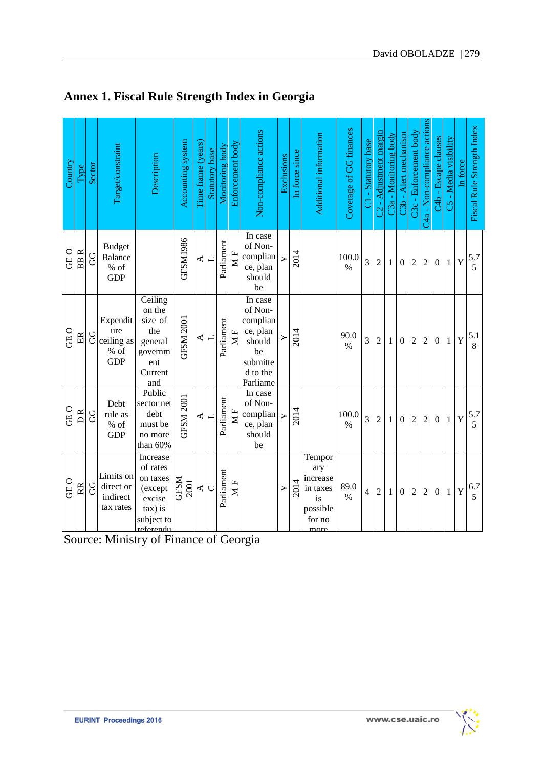## Annex 1. Fiscal Rule Strength Index in Georgia

| Country | Type | Sector | Target/constraint | Description | Accounting system | Time frame (years) | Statutory base | Monitoring body | Enforcement body | Non-compliance actions | Exclusions | In force since | Additional information | Coverage of GG finances | C1 - Statutory base | C2 - Adjustment margin | C3a - Monitoring body | C3b - Alert mechanism | C3c - Enforcement body | C4a - Non-compliance actions | C4b - Escape clauses | C5 - Media visibility | In force | Fiscal Rule Strength Index |
|---|---|---|---|---|---|---|---|---|---|---|---|---|---|---|---|---|---|---|---|---|---|---|---|---|
| GEO | BBR | GG | Budget Balance % of GDP | | GFSM1986 | A | L | Parliament | MF | In case of Non-compliance, plan should be | Y | 2014 | | 100.0 % | 3 | 2 | 1 | 0 | 2 | 2 | 0 | 1 | Y | 5.75 |
| GEO | ER | GG | Expenditure ceiling as % of GDP | Ceiling on the size of the general government Current and | GFSM 2001 | A | L | Parliament | MF | In case of Non-compliance, plan should be submitted to the Parliame | Y | 2014 | | 90.0 % | 3 | 2 | 1 | 0 | 2 | 2 | 0 | 1 | Y | 5.18 |
| GEO | DR | GG | Debt rule as % of GDP | Public sector net debt must be no more than 60% | GFSM 2001 | A | L | Parliament | MF | In case of Non-compliance, plan should be | Y | 2014 | | 100.0 % | 3 | 2 | 1 | 0 | 2 | 2 | 0 | 1 | Y | 5.75 |
| GEO | RR | GG | Limits on direct or indirect tax rates | Increase of rates on taxes (except excise tax) is subject to referendu | GFSM 2001 | A | C | Parliament | MF | | Y | 2014 | Temporary increase in taxes is possible for no more | 89.0 % | 4 | 2 | 1 | 0 | 2 | 2 | 0 | 1 | Y | 6.75 |

Source: Ministry of Finance of Georgia